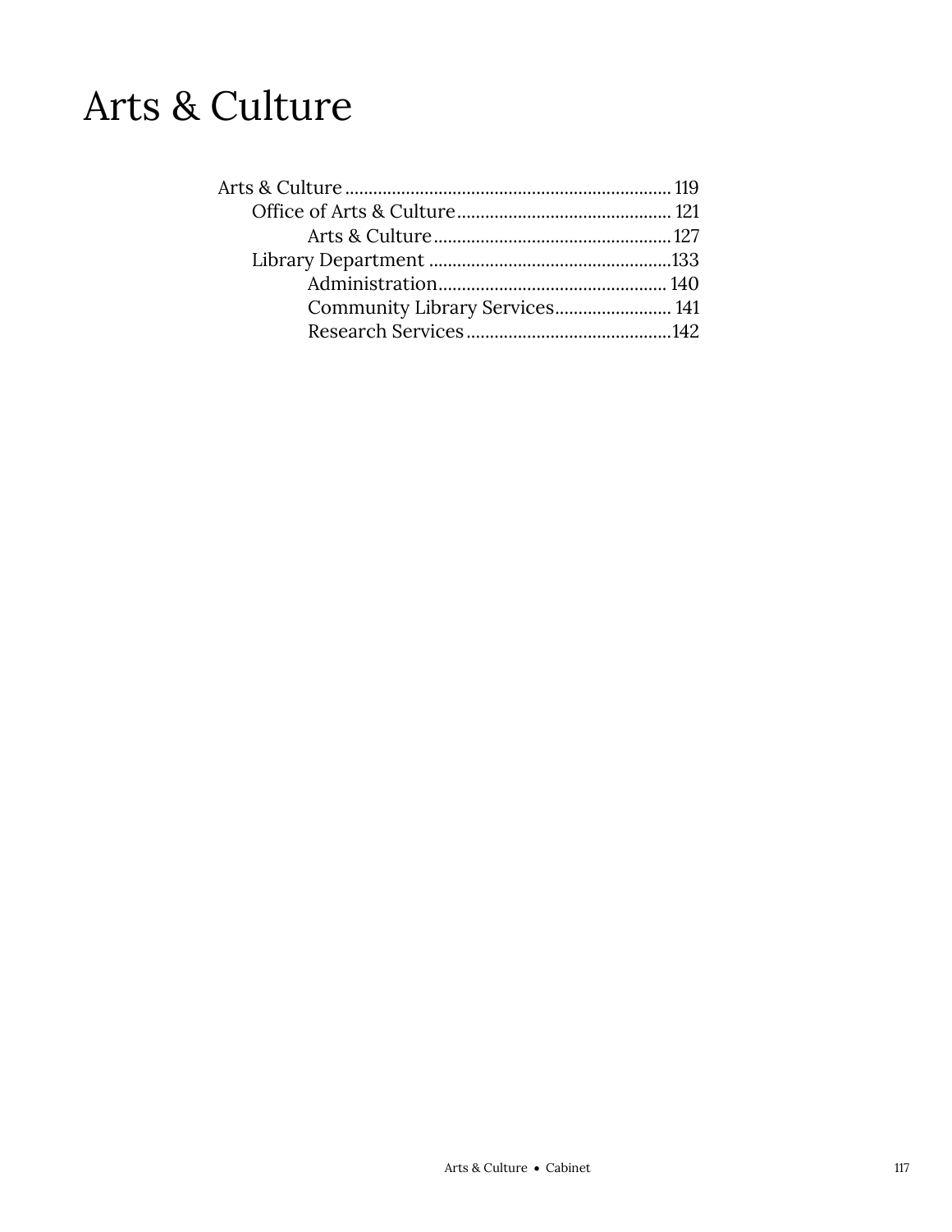# Arts & Culture

- Arts & Culture ........................................................................ 119
  - Office of Arts & Culture ............................................. 121
    - Arts & Culture ................................................... 127
  - Library Department .................................................... 133
    - Administration ................................................ 140
    - Community Library Services ......................... 141
    - Research Services ........................................... 142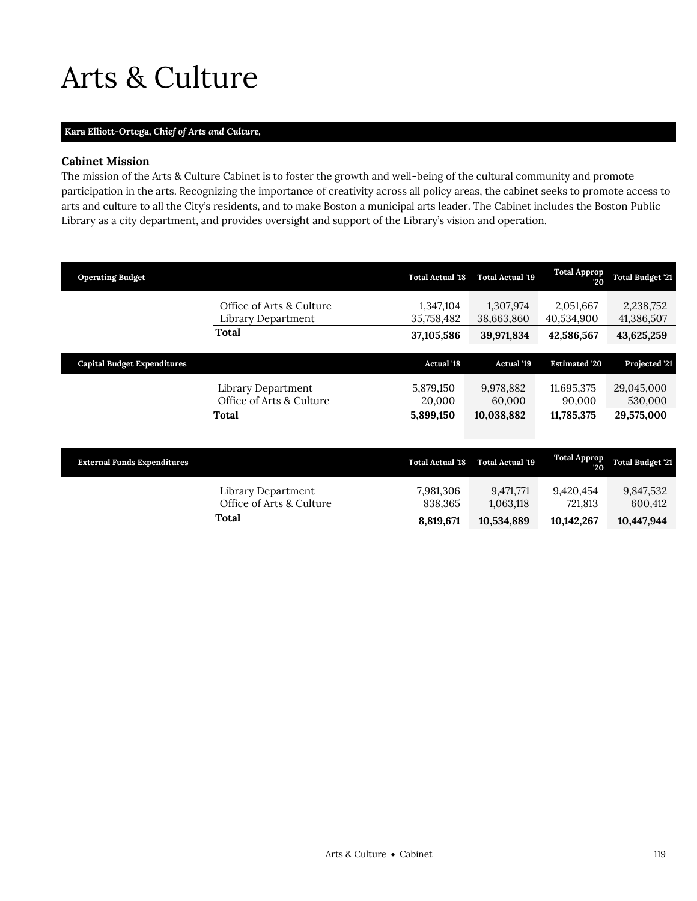# Arts & Culture

**Kara Elliott-Ortega**, *Chief of Arts and Culture,*

### Cabinet Mission

The mission of the Arts & Culture Cabinet is to foster the growth and well-being of the cultural community and promote participation in the arts. Recognizing the importance of creativity across all policy areas, the cabinet seeks to promote access to arts and culture to all the City's residents, and to make Boston a municipal arts leader. The Cabinet includes the Boston Public Library as a city department, and provides oversight and support of the Library's vision and operation.

| Operating Budget | | Total Actual '18 | Total Actual '19 | Total Approp '20 | Total Budget '21 |
|---|---|---|---|---|---|
| | Office of Arts & Culture | 1,347,104 | 1,307,974 | 2,051,667 | 2,238,752 |
| | Library Department | 35,758,482 | 38,663,860 | 40,534,900 | 41,386,507 |
| | **Total** | **37,105,586** | **39,971,834** | **42,586,567** | **43,625,259** |

| Capital Budget Expenditures | | Actual '18 | Actual '19 | Estimated '20 | Projected '21 |
|---|---|---|---|---|---|
| | Library Department | 5,879,150 | 9,978,882 | 11,695,375 | 29,045,000 |
| | Office of Arts & Culture | 20,000 | 60,000 | 90,000 | 530,000 |
| | **Total** | **5,899,150** | **10,038,882** | **11,785,375** | **29,575,000** |

| External Funds Expenditures | | Total Actual '18 | Total Actual '19 | Total Approp '20 | Total Budget '21 |
|---|---|---|---|---|---|
| | Library Department | 7,981,306 | 9,471,771 | 9,420,454 | 9,847,532 |
| | Office of Arts & Culture | 838,365 | 1,063,118 | 721,813 | 600,412 |
| | **Total** | **8,819,671** | **10,534,889** | **10,142,267** | **10,447,944** |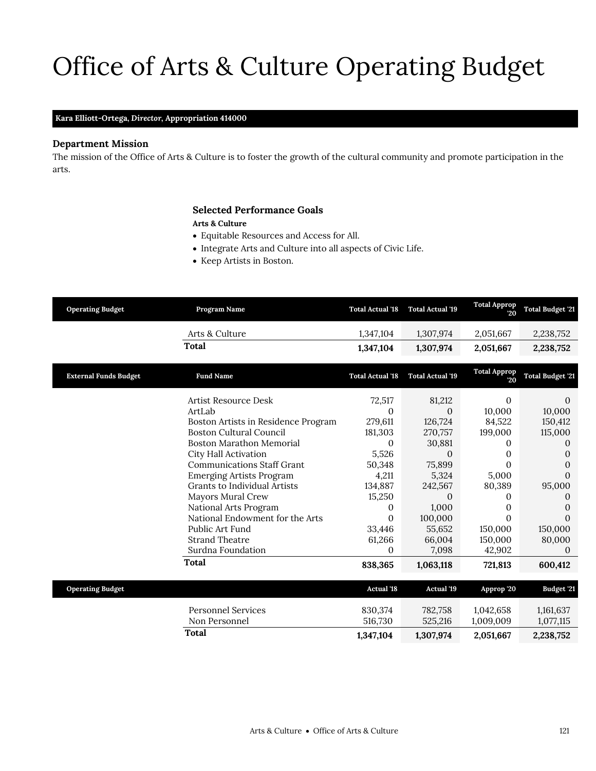# Office of Arts & Culture Operating Budget

**Kara Elliott-Ortega, *Director*, Appropriation 414000**

### Department Mission

The mission of the Office of Arts & Culture is to foster the growth of the cultural community and promote participation in the arts.

### Selected Performance Goals

**Arts & Culture**

- Equitable Resources and Access for All.
- Integrate Arts and Culture into all aspects of Civic Life.
- Keep Artists in Boston.

| Operating Budget | Program Name | Total Actual '18 | Total Actual '19 | Total Approp '20 | Total Budget '21 |
|---|---|---|---|---|---|
| | Arts & Culture | 1,347,104 | 1,307,974 | 2,051,667 | 2,238,752 |
| | **Total** | **1,347,104** | **1,307,974** | **2,051,667** | **2,238,752** |

| External Funds Budget | Fund Name | Total Actual '18 | Total Actual '19 | Total Approp '20 | Total Budget '21 |
|---|---|---|---|---|---|
| | Artist Resource Desk | 72,517 | 81,212 | 0 | 0 |
| | ArtLab | 0 | 0 | 10,000 | 10,000 |
| | Boston Artists in Residence Program | 279,611 | 126,724 | 84,522 | 150,412 |
| | Boston Cultural Council | 181,303 | 270,757 | 199,000 | 115,000 |
| | Boston Marathon Memorial | 0 | 30,881 | 0 | 0 |
| | City Hall Activation | 5,526 | 0 | 0 | 0 |
| | Communications Staff Grant | 50,348 | 75,899 | 0 | 0 |
| | Emerging Artists Program | 4,211 | 5,324 | 5,000 | 0 |
| | Grants to Individual Artists | 134,887 | 242,567 | 80,389 | 95,000 |
| | Mayors Mural Crew | 15,250 | 0 | 0 | 0 |
| | National Arts Program | 0 | 1,000 | 0 | 0 |
| | National Endowment for the Arts | 0 | 100,000 | 0 | 0 |
| | Public Art Fund | 33,446 | 55,652 | 150,000 | 150,000 |
| | Strand Theatre | 61,266 | 66,004 | 150,000 | 80,000 |
| | Surdna Foundation | 0 | 7,098 | 42,902 | 0 |
| | **Total** | **838,365** | **1,063,118** | **721,813** | **600,412** |

| Operating Budget | | Actual '18 | Actual '19 | Approp '20 | Budget '21 |
|---|---|---|---|---|---|
| | Personnel Services | 830,374 | 782,758 | 1,042,658 | 1,161,637 |
| | Non Personnel | 516,730 | 525,216 | 1,009,009 | 1,077,115 |
| | **Total** | **1,347,104** | **1,307,974** | **2,051,667** | **2,238,752** |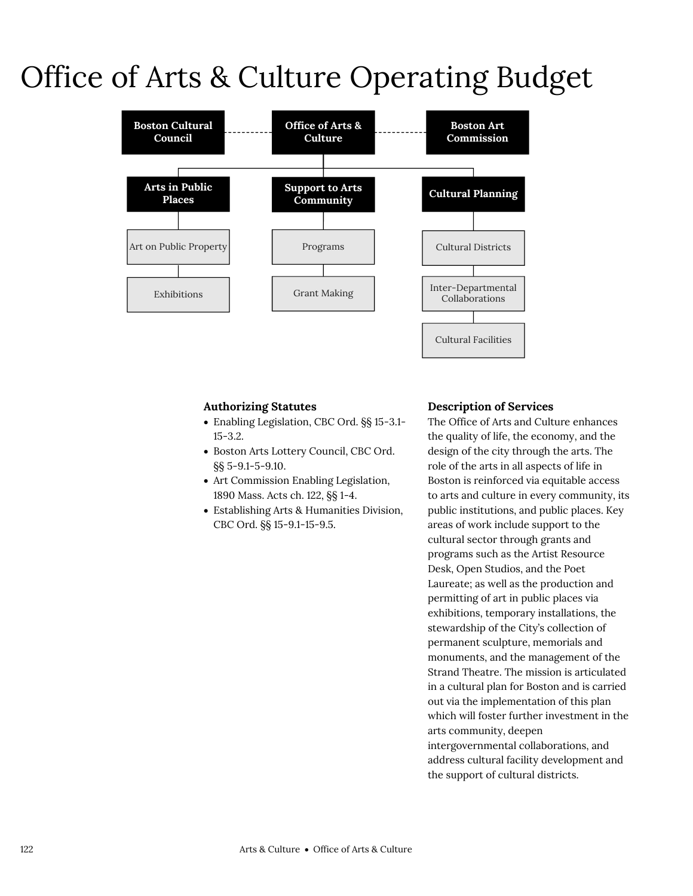# Office of Arts & Culture Operating Budget

- Boston Cultural Council
- Office of Arts & Culture
- Boston Art Commission

- **Arts in Public Places**
  - Art on Public Property
  - Exhibitions
- **Support to Arts Community**
  - Programs
  - Grant Making
- **Cultural Planning**
  - Cultural Districts
  - Inter-Departmental Collaborations
  - Cultural Facilities

### Authorizing Statutes

- Enabling Legislation, CBC Ord. §§ 15-3.1-15-3.2.
- Boston Arts Lottery Council, CBC Ord. §§ 5-9.1-5-9.10.
- Art Commission Enabling Legislation, 1890 Mass. Acts ch. 122, §§ 1-4.
- Establishing Arts & Humanities Division, CBC Ord. §§ 15-9.1-15-9.5.

### Description of Services

The Office of Arts and Culture enhances the quality of life, the economy, and the design of the city through the arts. The role of the arts in all aspects of life in Boston is reinforced via equitable access to arts and culture in every community, its public institutions, and public places. Key areas of work include support to the cultural sector through grants and programs such as the Artist Resource Desk, Open Studios, and the Poet Laureate; as well as the production and permitting of art in public places via exhibitions, temporary installations, the stewardship of the City's collection of permanent sculpture, memorials and monuments, and the management of the Strand Theatre. The mission is articulated in a cultural plan for Boston and is carried out via the implementation of this plan which will foster further investment in the arts community, deepen intergovernmental collaborations, and address cultural facility development and the support of cultural districts.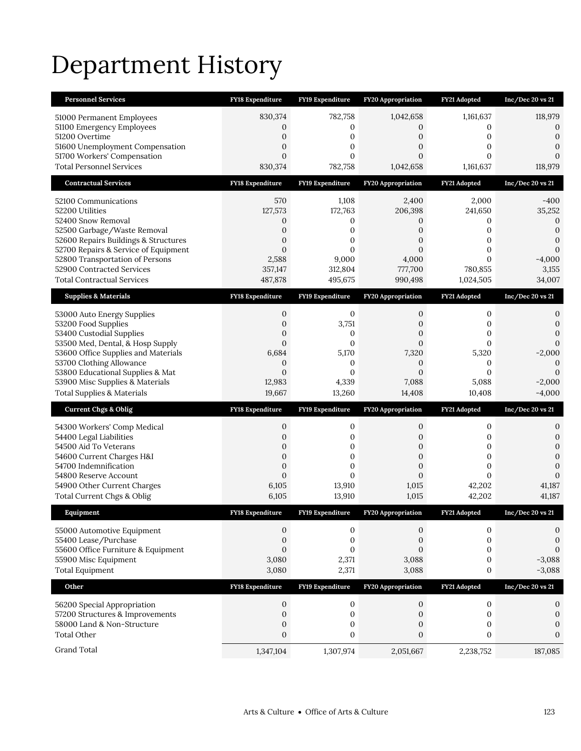# Department History

| Personnel Services | FY18 Expenditure | FY19 Expenditure | FY20 Appropriation | FY21 Adopted | Inc/Dec 20 vs 21 |
|---|---|---|---|---|---|
| 51000 Permanent Employees | 830,374 | 782,758 | 1,042,658 | 1,161,637 | 118,979 |
| 51100 Emergency Employees | 0 | 0 | 0 | 0 | 0 |
| 51200 Overtime | 0 | 0 | 0 | 0 | 0 |
| 51600 Unemployment Compensation | 0 | 0 | 0 | 0 | 0 |
| 51700 Workers' Compensation | 0 | 0 | 0 | 0 | 0 |
| Total Personnel Services | 830,374 | 782,758 | 1,042,658 | 1,161,637 | 118,979 |
| **Contractual Services** | **FY18 Expenditure** | **FY19 Expenditure** | **FY20 Appropriation** | **FY21 Adopted** | **Inc/Dec 20 vs 21** |
| 52100 Communications | 570 | 1,108 | 2,400 | 2,000 | -400 |
| 52200 Utilities | 127,573 | 172,763 | 206,398 | 241,650 | 35,252 |
| 52400 Snow Removal | 0 | 0 | 0 | 0 | 0 |
| 52500 Garbage/Waste Removal | 0 | 0 | 0 | 0 | 0 |
| 52600 Repairs Buildings & Structures | 0 | 0 | 0 | 0 | 0 |
| 52700 Repairs & Service of Equipment | 0 | 0 | 0 | 0 | 0 |
| 52800 Transportation of Persons | 2,588 | 9,000 | 4,000 | 0 | -4,000 |
| 52900 Contracted Services | 357,147 | 312,804 | 777,700 | 780,855 | 3,155 |
| Total Contractual Services | 487,878 | 495,675 | 990,498 | 1,024,505 | 34,007 |
| **Supplies & Materials** | **FY18 Expenditure** | **FY19 Expenditure** | **FY20 Appropriation** | **FY21 Adopted** | **Inc/Dec 20 vs 21** |
| 53000 Auto Energy Supplies | 0 | 0 | 0 | 0 | 0 |
| 53200 Food Supplies | 0 | 3,751 | 0 | 0 | 0 |
| 53400 Custodial Supplies | 0 | 0 | 0 | 0 | 0 |
| 53500 Med, Dental, & Hosp Supply | 0 | 0 | 0 | 0 | 0 |
| 53600 Office Supplies and Materials | 6,684 | 5,170 | 7,320 | 5,320 | -2,000 |
| 53700 Clothing Allowance | 0 | 0 | 0 | 0 | 0 |
| 53800 Educational Supplies & Mat | 0 | 0 | 0 | 0 | 0 |
| 53900 Misc Supplies & Materials | 12,983 | 4,339 | 7,088 | 5,088 | -2,000 |
| Total Supplies & Materials | 19,667 | 13,260 | 14,408 | 10,408 | -4,000 |
| **Current Chgs & Oblig** | **FY18 Expenditure** | **FY19 Expenditure** | **FY20 Appropriation** | **FY21 Adopted** | **Inc/Dec 20 vs 21** |
| 54300 Workers' Comp Medical | 0 | 0 | 0 | 0 | 0 |
| 54400 Legal Liabilities | 0 | 0 | 0 | 0 | 0 |
| 54500 Aid To Veterans | 0 | 0 | 0 | 0 | 0 |
| 54600 Current Charges H&I | 0 | 0 | 0 | 0 | 0 |
| 54700 Indemnification | 0 | 0 | 0 | 0 | 0 |
| 54800 Reserve Account | 0 | 0 | 0 | 0 | 0 |
| 54900 Other Current Charges | 6,105 | 13,910 | 1,015 | 42,202 | 41,187 |
| Total Current Chgs & Oblig | 6,105 | 13,910 | 1,015 | 42,202 | 41,187 |
| **Equipment** | **FY18 Expenditure** | **FY19 Expenditure** | **FY20 Appropriation** | **FY21 Adopted** | **Inc/Dec 20 vs 21** |
| 55000 Automotive Equipment | 0 | 0 | 0 | 0 | 0 |
| 55400 Lease/Purchase | 0 | 0 | 0 | 0 | 0 |
| 55600 Office Furniture & Equipment | 0 | 0 | 0 | 0 | 0 |
| 55900 Misc Equipment | 3,080 | 2,371 | 3,088 | 0 | -3,088 |
| Total Equipment | 3,080 | 2,371 | 3,088 | 0 | -3,088 |
| **Other** | **FY18 Expenditure** | **FY19 Expenditure** | **FY20 Appropriation** | **FY21 Adopted** | **Inc/Dec 20 vs 21** |
| 56200 Special Appropriation | 0 | 0 | 0 | 0 | 0 |
| 57200 Structures & Improvements | 0 | 0 | 0 | 0 | 0 |
| 58000 Land & Non-Structure | 0 | 0 | 0 | 0 | 0 |
| Total Other | 0 | 0 | 0 | 0 | 0 |
| Grand Total | 1,347,104 | 1,307,974 | 2,051,667 | 2,238,752 | 187,085 |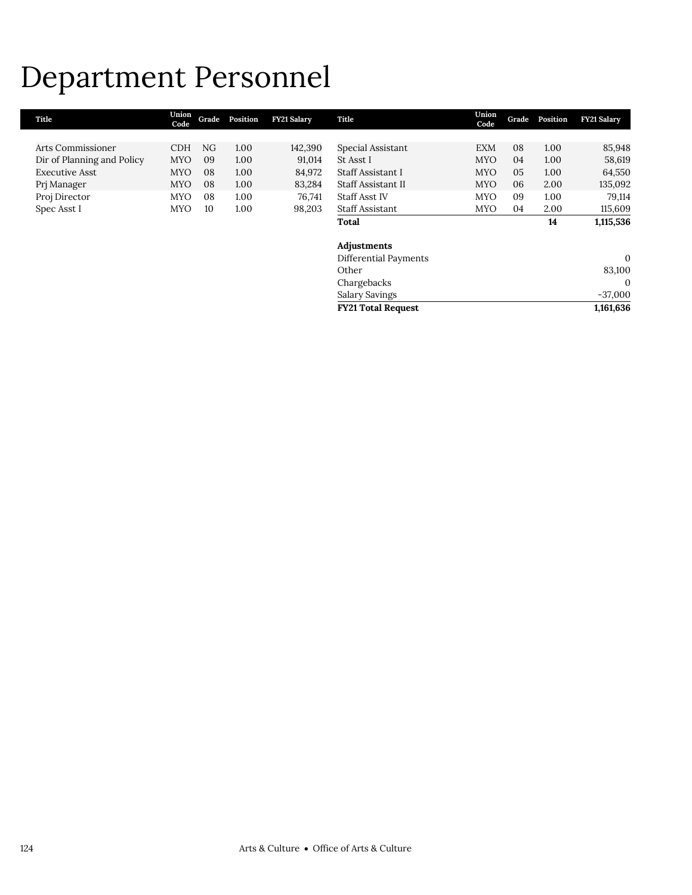# Department Personnel

| Title | Union Code | Grade | Position | FY21 Salary |
|---|---|---|---|---|
| Arts Commissioner | CDH | NG | 1.00 | 142,390 |
| Dir of Planning and Policy | MYO | 09 | 1.00 | 91,014 |
| Executive Asst | MYO | 08 | 1.00 | 84,972 |
| Prj Manager | MYO | 08 | 1.00 | 83,284 |
| Proj Director | MYO | 08 | 1.00 | 76,741 |
| Spec Asst I | MYO | 10 | 1.00 | 98,203 |
| Special Assistant | EXM | 08 | 1.00 | 85,948 |
| St Asst I | MYO | 04 | 1.00 | 58,619 |
| Staff Assistant I | MYO | 05 | 1.00 | 64,550 |
| Staff Assistant II | MYO | 06 | 2.00 | 135,092 |
| Staff Asst IV | MYO | 09 | 1.00 | 79,114 |
| Staff Assistant | MYO | 04 | 2.00 | 115,609 |
| **Total** | | | **14** | **1,115,536** |
| | | | | |
| **Adjustments** | | | | |
| Differential Payments | | | | 0 |
| Other | | | | 83,100 |
| Chargebacks | | | | 0 |
| Salary Savings | | | | -37,000 |
| **FY21 Total Request** | | | | **1,161,636** |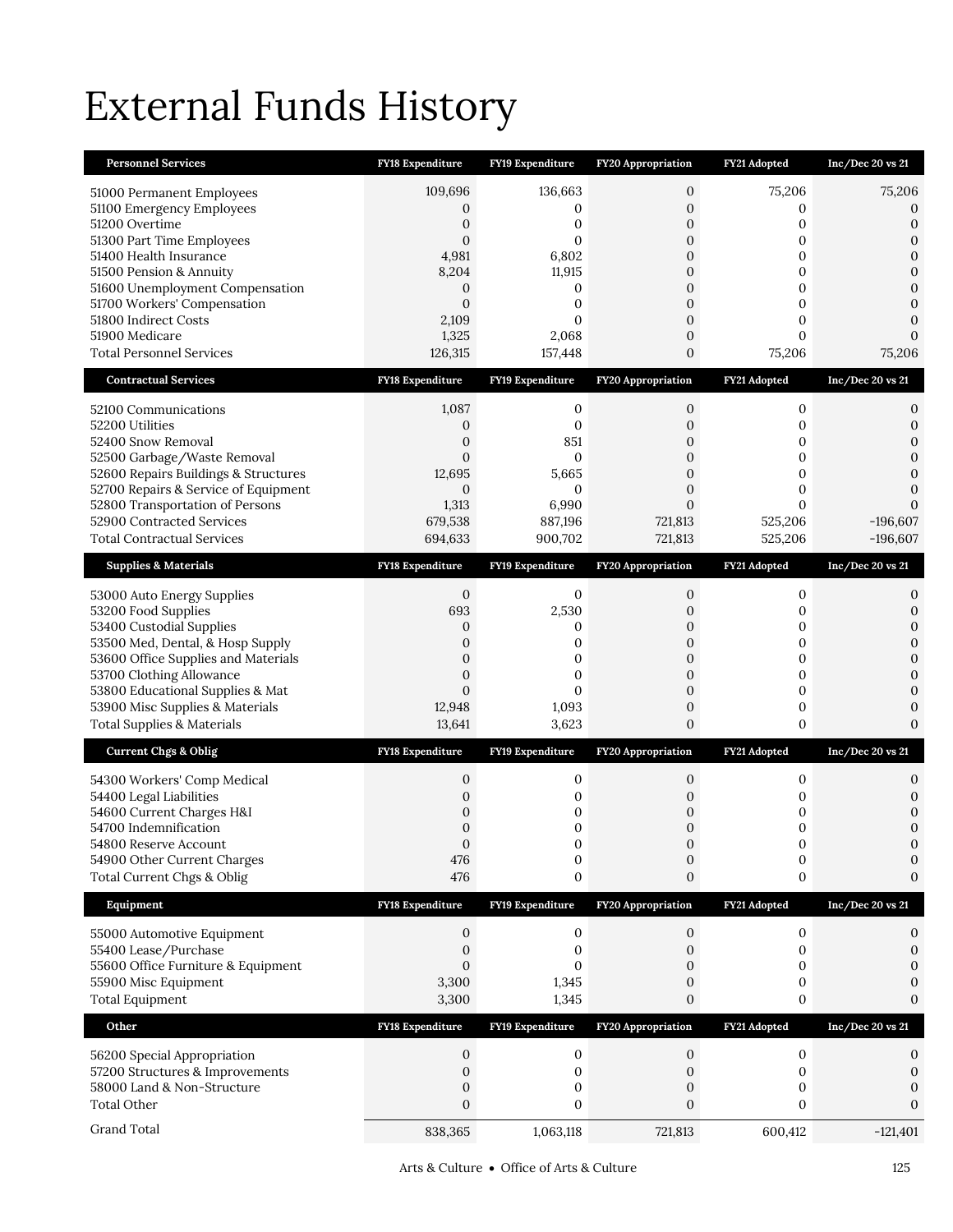# External Funds History

| Personnel Services | FY18 Expenditure | FY19 Expenditure | FY20 Appropriation | FY21 Adopted | Inc/Dec 20 vs 21 |
|---|---|---|---|---|---|
| 51000 Permanent Employees | 109,696 | 136,663 | 0 | 75,206 | 75,206 |
| 51100 Emergency Employees | 0 | 0 | 0 | 0 | 0 |
| 51200 Overtime | 0 | 0 | 0 | 0 | 0 |
| 51300 Part Time Employees | 0 | 0 | 0 | 0 | 0 |
| 51400 Health Insurance | 4,981 | 6,802 | 0 | 0 | 0 |
| 51500 Pension & Annuity | 8,204 | 11,915 | 0 | 0 | 0 |
| 51600 Unemployment Compensation | 0 | 0 | 0 | 0 | 0 |
| 51700 Workers' Compensation | 0 | 0 | 0 | 0 | 0 |
| 51800 Indirect Costs | 2,109 | 0 | 0 | 0 | 0 |
| 51900 Medicare | 1,325 | 2,068 | 0 | 0 | 0 |
| Total Personnel Services | 126,315 | 157,448 | 0 | 75,206 | 75,206 |

| Contractual Services | FY18 Expenditure | FY19 Expenditure | FY20 Appropriation | FY21 Adopted | Inc/Dec 20 vs 21 |
|---|---|---|---|---|---|
| 52100 Communications | 1,087 | 0 | 0 | 0 | 0 |
| 52200 Utilities | 0 | 0 | 0 | 0 | 0 |
| 52400 Snow Removal | 0 | 851 | 0 | 0 | 0 |
| 52500 Garbage/Waste Removal | 0 | 0 | 0 | 0 | 0 |
| 52600 Repairs Buildings & Structures | 12,695 | 5,665 | 0 | 0 | 0 |
| 52700 Repairs & Service of Equipment | 0 | 0 | 0 | 0 | 0 |
| 52800 Transportation of Persons | 1,313 | 6,990 | 0 | 0 | 0 |
| 52900 Contracted Services | 679,538 | 887,196 | 721,813 | 525,206 | -196,607 |
| Total Contractual Services | 694,633 | 900,702 | 721,813 | 525,206 | -196,607 |

| Supplies & Materials | FY18 Expenditure | FY19 Expenditure | FY20 Appropriation | FY21 Adopted | Inc/Dec 20 vs 21 |
|---|---|---|---|---|---|
| 53000 Auto Energy Supplies | 0 | 0 | 0 | 0 | 0 |
| 53200 Food Supplies | 693 | 2,530 | 0 | 0 | 0 |
| 53400 Custodial Supplies | 0 | 0 | 0 | 0 | 0 |
| 53500 Med, Dental, & Hosp Supply | 0 | 0 | 0 | 0 | 0 |
| 53600 Office Supplies and Materials | 0 | 0 | 0 | 0 | 0 |
| 53700 Clothing Allowance | 0 | 0 | 0 | 0 | 0 |
| 53800 Educational Supplies & Mat | 0 | 0 | 0 | 0 | 0 |
| 53900 Misc Supplies & Materials | 12,948 | 1,093 | 0 | 0 | 0 |
| Total Supplies & Materials | 13,641 | 3,623 | 0 | 0 | 0 |

| Current Chgs & Oblig | FY18 Expenditure | FY19 Expenditure | FY20 Appropriation | FY21 Adopted | Inc/Dec 20 vs 21 |
|---|---|---|---|---|---|
| 54300 Workers' Comp Medical | 0 | 0 | 0 | 0 | 0 |
| 54400 Legal Liabilities | 0 | 0 | 0 | 0 | 0 |
| 54600 Current Charges H&I | 0 | 0 | 0 | 0 | 0 |
| 54700 Indemnification | 0 | 0 | 0 | 0 | 0 |
| 54800 Reserve Account | 0 | 0 | 0 | 0 | 0 |
| 54900 Other Current Charges | 476 | 0 | 0 | 0 | 0 |
| Total Current Chgs & Oblig | 476 | 0 | 0 | 0 | 0 |

| Equipment | FY18 Expenditure | FY19 Expenditure | FY20 Appropriation | FY21 Adopted | Inc/Dec 20 vs 21 |
|---|---|---|---|---|---|
| 55000 Automotive Equipment | 0 | 0 | 0 | 0 | 0 |
| 55400 Lease/Purchase | 0 | 0 | 0 | 0 | 0 |
| 55600 Office Furniture & Equipment | 0 | 0 | 0 | 0 | 0 |
| 55900 Misc Equipment | 3,300 | 1,345 | 0 | 0 | 0 |
| Total Equipment | 3,300 | 1,345 | 0 | 0 | 0 |

| Other | FY18 Expenditure | FY19 Expenditure | FY20 Appropriation | FY21 Adopted | Inc/Dec 20 vs 21 |
|---|---|---|---|---|---|
| 56200 Special Appropriation | 0 | 0 | 0 | 0 | 0 |
| 57200 Structures & Improvements | 0 | 0 | 0 | 0 | 0 |
| 58000 Land & Non-Structure | 0 | 0 | 0 | 0 | 0 |
| Total Other | 0 | 0 | 0 | 0 | 0 |
| Grand Total | 838,365 | 1,063,118 | 721,813 | 600,412 | -121,401 |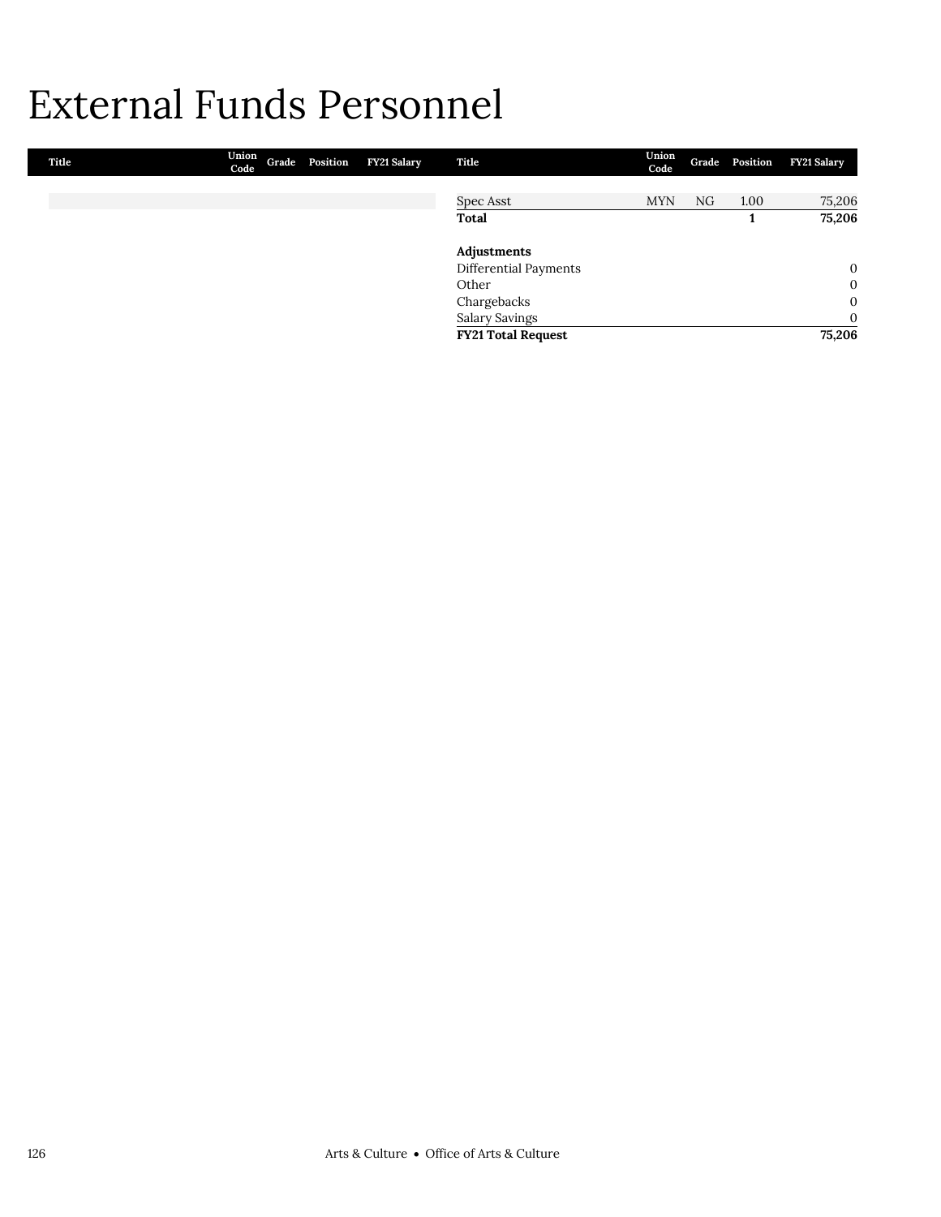# External Funds Personnel

| Title | Union Code | Grade | Position | FY21 Salary |
|---|---|---|---|---|
| Spec Asst | MYN | NG | 1.00 | 75,206 |
| **Total** | | | **1** | **75,206** |
| | | | | |
| **Adjustments** | | | | |
| Differential Payments | | | | 0 |
| Other | | | | 0 |
| Chargebacks | | | | 0 |
| Salary Savings | | | | 0 |
| **FY21 Total Request** | | | | **75,206** |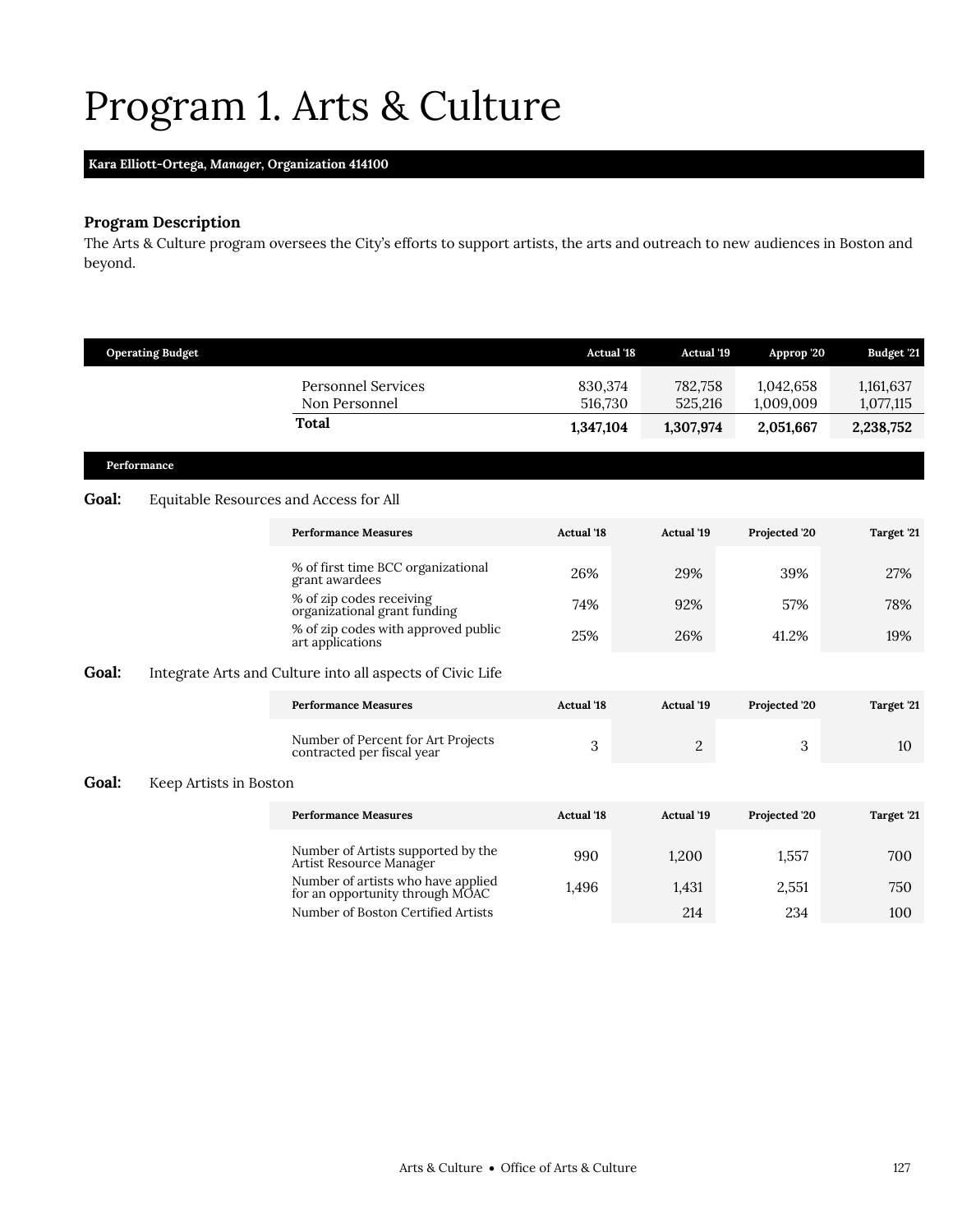# Program 1. Arts & Culture

**Kara Elliott-Ortega, *Manager*, Organization 414100**

### Program Description

The Arts & Culture program oversees the City's efforts to support artists, the arts and outreach to new audiences in Boston and beyond.

| Operating Budget | Actual '18 | Actual '19 | Approp '20 | Budget '21 |
|---|---|---|---|---|
| Personnel Services | 830,374 | 782,758 | 1,042,658 | 1,161,637 |
| Non Personnel | 516,730 | 525,216 | 1,009,009 | 1,077,115 |
| **Total** | **1,347,104** | **1,307,974** | **2,051,667** | **2,238,752** |

### Performance

**Goal:** Equitable Resources and Access for All

| Performance Measures | Actual '18 | Actual '19 | Projected '20 | Target '21 |
|---|---|---|---|---|
| % of first time BCC organizational grant awardees | 26% | 29% | 39% | 27% |
| % of zip codes receiving organizational grant funding | 74% | 92% | 57% | 78% |
| % of zip codes with approved public art applications | 25% | 26% | 41.2% | 19% |

**Goal:** Integrate Arts and Culture into all aspects of Civic Life

| Performance Measures | Actual '18 | Actual '19 | Projected '20 | Target '21 |
|---|---|---|---|---|
| Number of Percent for Art Projects contracted per fiscal year | 3 | 2 | 3 | 10 |

**Goal:** Keep Artists in Boston

| Performance Measures | Actual '18 | Actual '19 | Projected '20 | Target '21 |
|---|---|---|---|---|
| Number of Artists supported by the Artist Resource Manager | 990 | 1,200 | 1,557 | 700 |
| Number of artists who have applied for an opportunity through MOAC | 1,496 | 1,431 | 2,551 | 750 |
| Number of Boston Certified Artists | | 214 | 234 | 100 |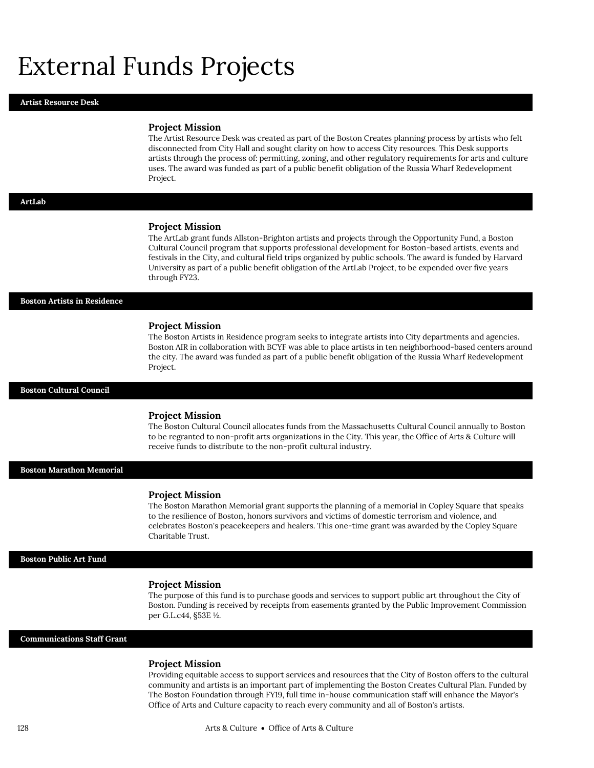# External Funds Projects

## Artist Resource Desk

### Project Mission

The Artist Resource Desk was created as part of the Boston Creates planning process by artists who felt disconnected from City Hall and sought clarity on how to access City resources. This Desk supports artists through the process of: permitting, zoning, and other regulatory requirements for arts and culture uses. The award was funded as part of a public benefit obligation of the Russia Wharf Redevelopment Project.

## ArtLab

### Project Mission

The ArtLab grant funds Allston-Brighton artists and projects through the Opportunity Fund, a Boston Cultural Council program that supports professional development for Boston-based artists, events and festivals in the City, and cultural field trips organized by public schools. The award is funded by Harvard University as part of a public benefit obligation of the ArtLab Project, to be expended over five years through FY23.

## Boston Artists in Residence

### Project Mission

The Boston Artists in Residence program seeks to integrate artists into City departments and agencies. Boston AIR in collaboration with BCYF was able to place artists in ten neighborhood-based centers around the city. The award was funded as part of a public benefit obligation of the Russia Wharf Redevelopment Project.

## Boston Cultural Council

### Project Mission

The Boston Cultural Council allocates funds from the Massachusetts Cultural Council annually to Boston to be regranted to non-profit arts organizations in the City. This year, the Office of Arts & Culture will receive funds to distribute to the non-profit cultural industry.

## Boston Marathon Memorial

### Project Mission

The Boston Marathon Memorial grant supports the planning of a memorial in Copley Square that speaks to the resilience of Boston, honors survivors and victims of domestic terrorism and violence, and celebrates Boston's peacekeepers and healers. This one-time grant was awarded by the Copley Square Charitable Trust.

## Boston Public Art Fund

### Project Mission

The purpose of this fund is to purchase goods and services to support public art throughout the City of Boston. Funding is received by receipts from easements granted by the Public Improvement Commission per G.L.c44, §53E ½.

## Communications Staff Grant

### Project Mission

Providing equitable access to support services and resources that the City of Boston offers to the cultural community and artists is an important part of implementing the Boston Creates Cultural Plan. Funded by The Boston Foundation through FY19, full time in-house communication staff will enhance the Mayor's Office of Arts and Culture capacity to reach every community and all of Boston's artists.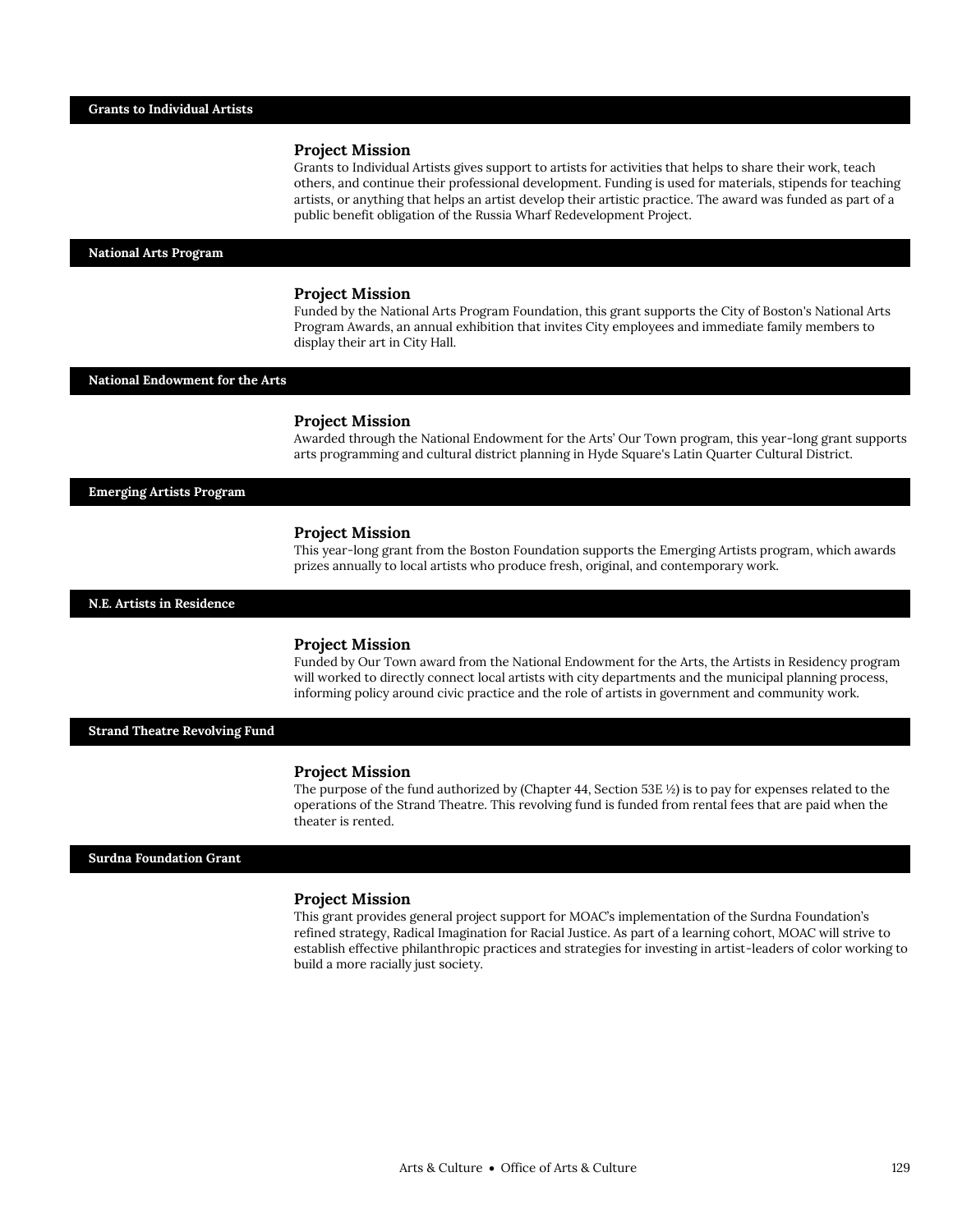## Grants to Individual Artists

### Project Mission

Grants to Individual Artists gives support to artists for activities that helps to share their work, teach others, and continue their professional development. Funding is used for materials, stipends for teaching artists, or anything that helps an artist develop their artistic practice. The award was funded as part of a public benefit obligation of the Russia Wharf Redevelopment Project.

## National Arts Program

### Project Mission

Funded by the National Arts Program Foundation, this grant supports the City of Boston's National Arts Program Awards, an annual exhibition that invites City employees and immediate family members to display their art in City Hall.

## National Endowment for the Arts

### Project Mission

Awarded through the National Endowment for the Arts' Our Town program, this year-long grant supports arts programming and cultural district planning in Hyde Square's Latin Quarter Cultural District.

## Emerging Artists Program

### Project Mission

This year-long grant from the Boston Foundation supports the Emerging Artists program, which awards prizes annually to local artists who produce fresh, original, and contemporary work.

## N.E. Artists in Residence

### Project Mission

Funded by Our Town award from the National Endowment for the Arts, the Artists in Residency program will worked to directly connect local artists with city departments and the municipal planning process, informing policy around civic practice and the role of artists in government and community work.

## Strand Theatre Revolving Fund

### Project Mission

The purpose of the fund authorized by (Chapter 44, Section 53E ½) is to pay for expenses related to the operations of the Strand Theatre. This revolving fund is funded from rental fees that are paid when the theater is rented.

## Surdna Foundation Grant

### Project Mission

This grant provides general project support for MOAC's implementation of the Surdna Foundation's refined strategy, Radical Imagination for Racial Justice. As part of a learning cohort, MOAC will strive to establish effective philanthropic practices and strategies for investing in artist-leaders of color working to build a more racially just society.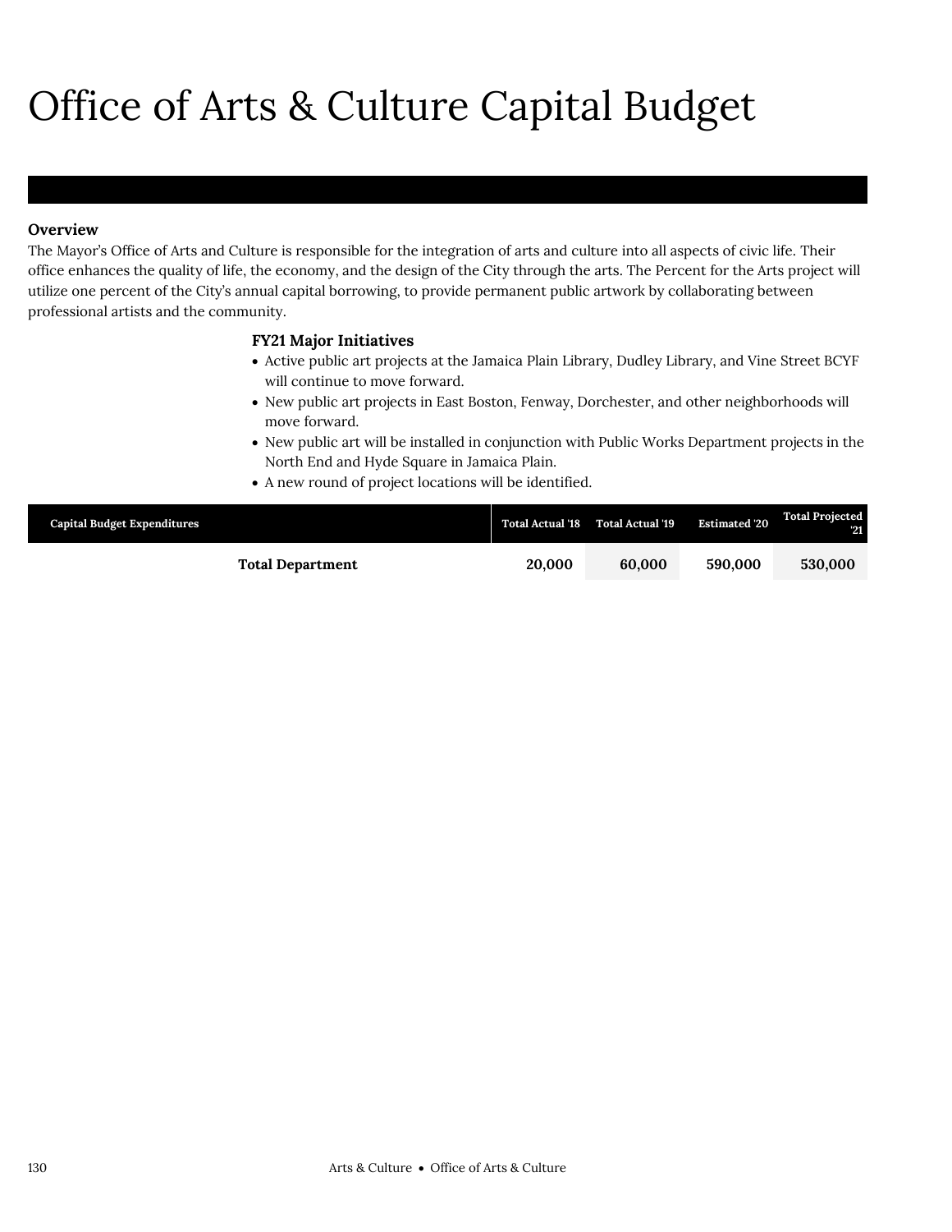# Office of Arts & Culture Capital Budget

**Overview**

The Mayor's Office of Arts and Culture is responsible for the integration of arts and culture into all aspects of civic life. Their office enhances the quality of life, the economy, and the design of the City through the arts. The Percent for the Arts project will utilize one percent of the City's annual capital borrowing, to provide permanent public artwork by collaborating between professional artists and the community.

**FY21 Major Initiatives**

- Active public art projects at the Jamaica Plain Library, Dudley Library, and Vine Street BCYF will continue to move forward.
- New public art projects in East Boston, Fenway, Dorchester, and other neighborhoods will move forward.
- New public art will be installed in conjunction with Public Works Department projects in the North End and Hyde Square in Jamaica Plain.
- A new round of project locations will be identified.

| Capital Budget Expenditures | Total Actual '18 | Total Actual '19 | Estimated '20 | Total Projected '21 |
|---|---|---|---|---|
| **Total Department** | **20,000** | **60,000** | **590,000** | **530,000** |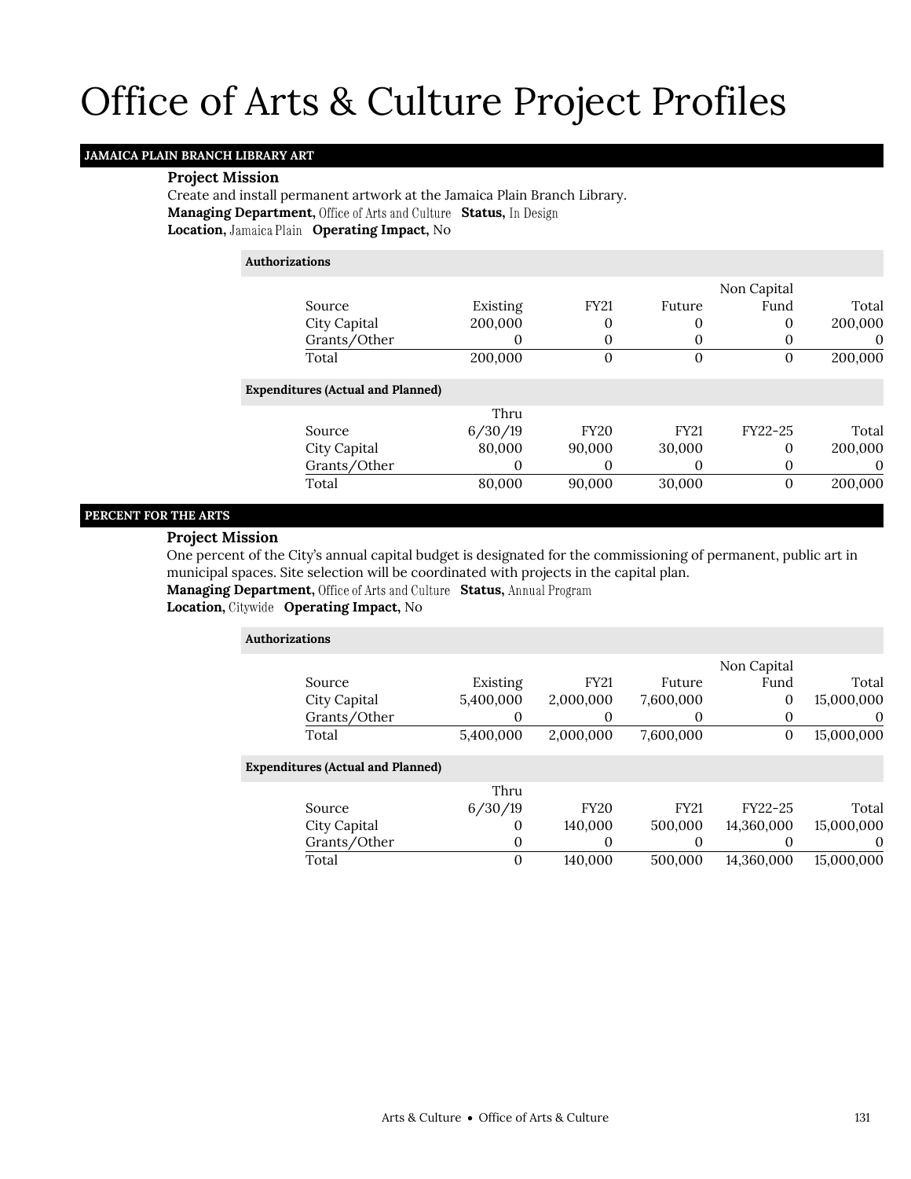# Office of Arts & Culture Project Profiles

## JAMAICA PLAIN BRANCH LIBRARY ART

**Project Mission**

Create and install permanent artwork at the Jamaica Plain Branch Library.

**Managing Department,** Office of Arts and Culture **Status,** In Design

**Location,** Jamaica Plain **Operating Impact,** No

**Authorizations**

| Source | Existing | FY21 | Future | Non Capital Fund | Total |
|---|---|---|---|---|---|
| City Capital | 200,000 | 0 | 0 | 0 | 200,000 |
| Grants/Other | 0 | 0 | 0 | 0 | 0 |
| Total | 200,000 | 0 | 0 | 0 | 200,000 |

**Expenditures (Actual and Planned)**

| Source | Thru 6/30/19 | FY20 | FY21 | FY22-25 | Total |
|---|---|---|---|---|---|
| City Capital | 80,000 | 90,000 | 30,000 | 0 | 200,000 |
| Grants/Other | 0 | 0 | 0 | 0 | 0 |
| Total | 80,000 | 90,000 | 30,000 | 0 | 200,000 |

## PERCENT FOR THE ARTS

**Project Mission**

One percent of the City's annual capital budget is designated for the commissioning of permanent, public art in municipal spaces. Site selection will be coordinated with projects in the capital plan.

**Managing Department,** Office of Arts and Culture **Status,** Annual Program

**Location,** Citywide **Operating Impact,** No

**Authorizations**

| Source | Existing | FY21 | Future | Non Capital Fund | Total |
|---|---|---|---|---|---|
| City Capital | 5,400,000 | 2,000,000 | 7,600,000 | 0 | 15,000,000 |
| Grants/Other | 0 | 0 | 0 | 0 | 0 |
| Total | 5,400,000 | 2,000,000 | 7,600,000 | 0 | 15,000,000 |

**Expenditures (Actual and Planned)**

| Source | Thru 6/30/19 | FY20 | FY21 | FY22-25 | Total |
|---|---|---|---|---|---|
| City Capital | 0 | 140,000 | 500,000 | 14,360,000 | 15,000,000 |
| Grants/Other | 0 | 0 | 0 | 0 | 0 |
| Total | 0 | 140,000 | 500,000 | 14,360,000 | 15,000,000 |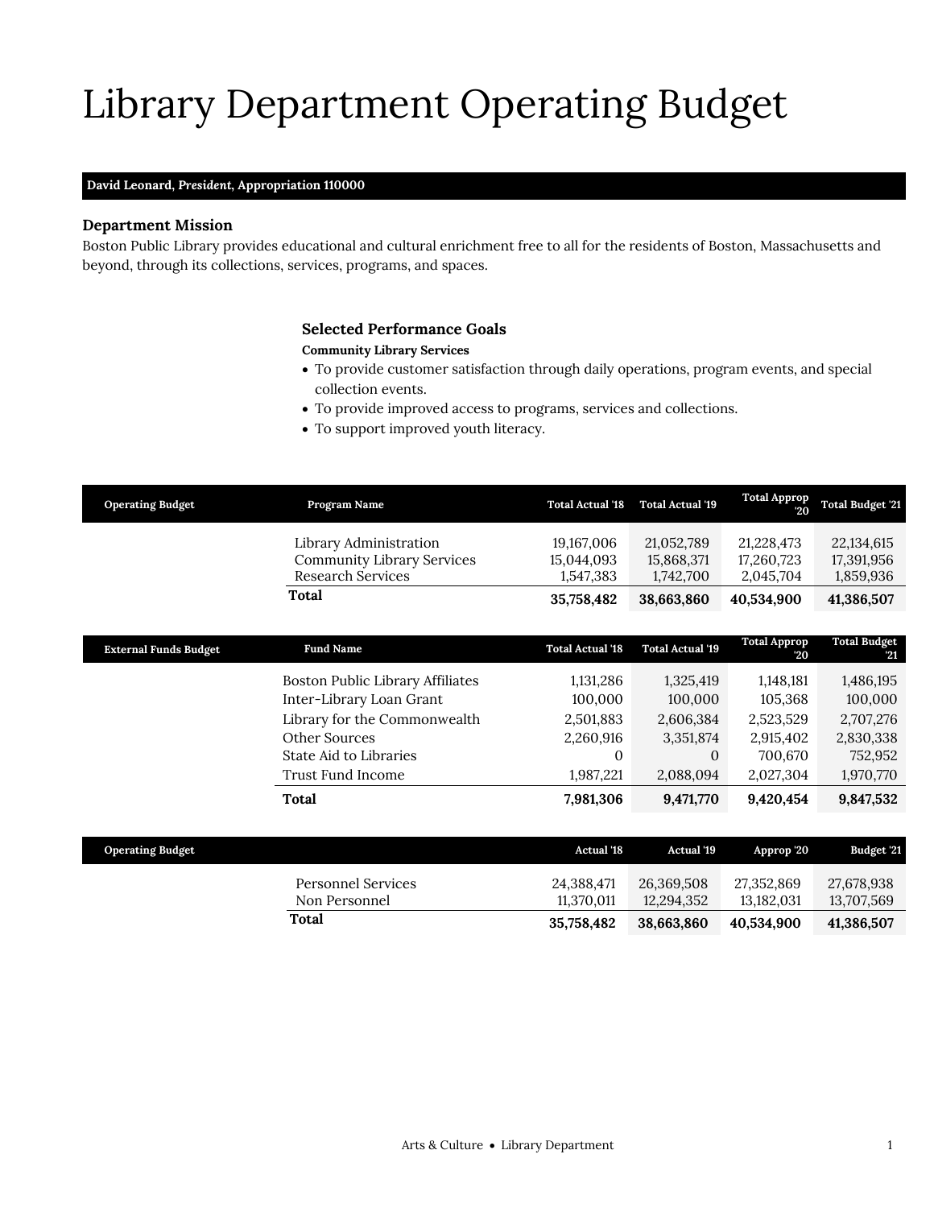# Library Department Operating Budget

**David Leonard, *President*, Appropriation 110000**

### Department Mission

Boston Public Library provides educational and cultural enrichment free to all for the residents of Boston, Massachusetts and beyond, through its collections, services, programs, and spaces.

### Selected Performance Goals

**Community Library Services**

- To provide customer satisfaction through daily operations, program events, and special collection events.
- To provide improved access to programs, services and collections.
- To support improved youth literacy.

| Operating Budget | Program Name | Total Actual '18 | Total Actual '19 | Total Approp '20 | Total Budget '21 |
|---|---|---|---|---|---|
| | Library Administration | 19,167,006 | 21,052,789 | 21,228,473 | 22,134,615 |
| | Community Library Services | 15,044,093 | 15,868,371 | 17,260,723 | 17,391,956 |
| | Research Services | 1,547,383 | 1,742,700 | 2,045,704 | 1,859,936 |
| | **Total** | **35,758,482** | **38,663,860** | **40,534,900** | **41,386,507** |

| External Funds Budget | Fund Name | Total Actual '18 | Total Actual '19 | Total Approp '20 | Total Budget '21 |
|---|---|---|---|---|---|
| | Boston Public Library Affiliates | 1,131,286 | 1,325,419 | 1,148,181 | 1,486,195 |
| | Inter-Library Loan Grant | 100,000 | 100,000 | 105,368 | 100,000 |
| | Library for the Commonwealth | 2,501,883 | 2,606,384 | 2,523,529 | 2,707,276 |
| | Other Sources | 2,260,916 | 3,351,874 | 2,915,402 | 2,830,338 |
| | State Aid to Libraries | 0 | 0 | 700,670 | 752,952 |
| | Trust Fund Income | 1,987,221 | 2,088,094 | 2,027,304 | 1,970,770 |
| | **Total** | **7,981,306** | **9,471,770** | **9,420,454** | **9,847,532** |

| Operating Budget | | Actual '18 | Actual '19 | Approp '20 | Budget '21 |
|---|---|---|---|---|---|
| | Personnel Services | 24,388,471 | 26,369,508 | 27,352,869 | 27,678,938 |
| | Non Personnel | 11,370,011 | 12,294,352 | 13,182,031 | 13,707,569 |
| | **Total** | **35,758,482** | **38,663,860** | **40,534,900** | **41,386,507** |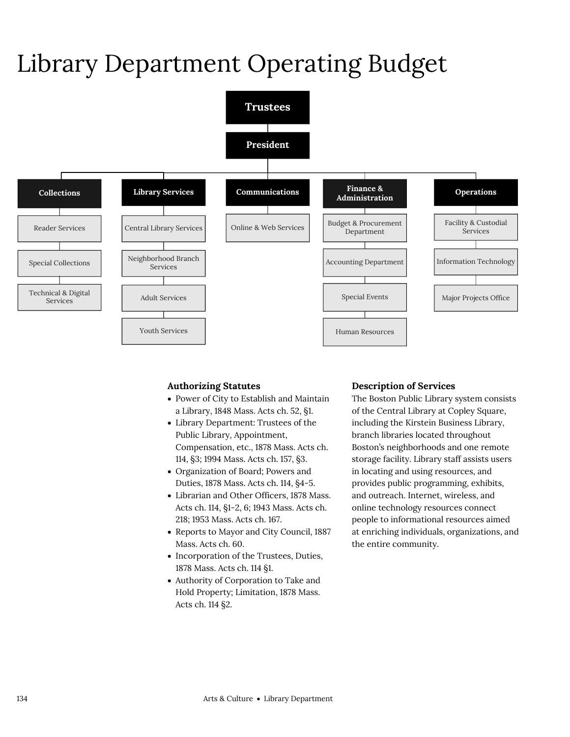# Library Department Operating Budget

- **Trustees**
  - **President**
    - **Collections**
      - Reader Services
      - Special Collections
      - Technical & Digital Services
    - **Library Services**
      - Central Library Services
      - Neighborhood Branch Services
      - Adult Services
      - Youth Services
    - **Communications**
      - Online & Web Services
    - **Finance & Administration**
      - Budget & Procurement Department
      - Accounting Department
      - Special Events
      - Human Resources
    - **Operations**
      - Facility & Custodial Services
      - Information Technology
      - Major Projects Office

### Authorizing Statutes

- Power of City to Establish and Maintain a Library, 1848 Mass. Acts ch. 52, §1.
- Library Department: Trustees of the Public Library, Appointment, Compensation, etc., 1878 Mass. Acts ch. 114, §3; 1994 Mass. Acts ch. 157, §3.
- Organization of Board; Powers and Duties, 1878 Mass. Acts ch. 114, §4-5.
- Librarian and Other Officers, 1878 Mass. Acts ch. 114, §1-2, 6; 1943 Mass. Acts ch. 218; 1953 Mass. Acts ch. 167.
- Reports to Mayor and City Council, 1887 Mass. Acts ch. 60.
- Incorporation of the Trustees, Duties, 1878 Mass. Acts ch. 114 §1.
- Authority of Corporation to Take and Hold Property; Limitation, 1878 Mass. Acts ch. 114 §2.

### Description of Services

The Boston Public Library system consists of the Central Library at Copley Square, including the Kirstein Business Library, branch libraries located throughout Boston's neighborhoods and one remote storage facility. Library staff assists users in locating and using resources, and provides public programming, exhibits, and outreach. Internet, wireless, and online technology resources connect people to informational resources aimed at enriching individuals, organizations, and the entire community.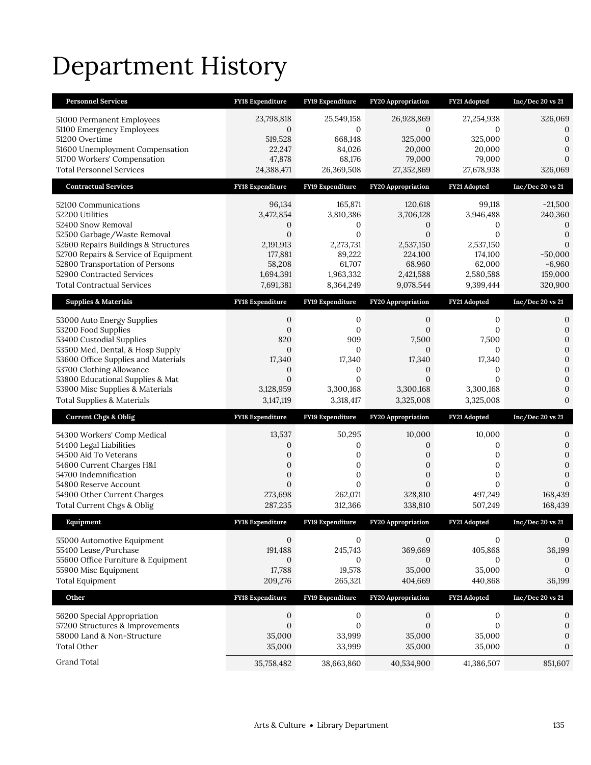# Department History

| Personnel Services | FY18 Expenditure | FY19 Expenditure | FY20 Appropriation | FY21 Adopted | Inc/Dec 20 vs 21 |
|---|---|---|---|---|---|
| 51000 Permanent Employees | 23,798,818 | 25,549,158 | 26,928,869 | 27,254,938 | 326,069 |
| 51100 Emergency Employees | 0 | 0 | 0 | 0 | 0 |
| 51200 Overtime | 519,528 | 668,148 | 325,000 | 325,000 | 0 |
| 51600 Unemployment Compensation | 22,247 | 84,026 | 20,000 | 20,000 | 0 |
| 51700 Workers' Compensation | 47,878 | 68,176 | 79,000 | 79,000 | 0 |
| Total Personnel Services | 24,388,471 | 26,369,508 | 27,352,869 | 27,678,938 | 326,069 |
| **Contractual Services** | **FY18 Expenditure** | **FY19 Expenditure** | **FY20 Appropriation** | **FY21 Adopted** | **Inc/Dec 20 vs 21** |
| 52100 Communications | 96,134 | 165,871 | 120,618 | 99,118 | -21,500 |
| 52200 Utilities | 3,472,854 | 3,810,386 | 3,706,128 | 3,946,488 | 240,360 |
| 52400 Snow Removal | 0 | 0 | 0 | 0 | 0 |
| 52500 Garbage/Waste Removal | 0 | 0 | 0 | 0 | 0 |
| 52600 Repairs Buildings & Structures | 2,191,913 | 2,273,731 | 2,537,150 | 2,537,150 | 0 |
| 52700 Repairs & Service of Equipment | 177,881 | 89,222 | 224,100 | 174,100 | -50,000 |
| 52800 Transportation of Persons | 58,208 | 61,707 | 68,960 | 62,000 | -6,960 |
| 52900 Contracted Services | 1,694,391 | 1,963,332 | 2,421,588 | 2,580,588 | 159,000 |
| Total Contractual Services | 7,691,381 | 8,364,249 | 9,078,544 | 9,399,444 | 320,900 |
| **Supplies & Materials** | **FY18 Expenditure** | **FY19 Expenditure** | **FY20 Appropriation** | **FY21 Adopted** | **Inc/Dec 20 vs 21** |
| 53000 Auto Energy Supplies | 0 | 0 | 0 | 0 | 0 |
| 53200 Food Supplies | 0 | 0 | 0 | 0 | 0 |
| 53400 Custodial Supplies | 820 | 909 | 7,500 | 7,500 | 0 |
| 53500 Med, Dental, & Hosp Supply | 0 | 0 | 0 | 0 | 0 |
| 53600 Office Supplies and Materials | 17,340 | 17,340 | 17,340 | 17,340 | 0 |
| 53700 Clothing Allowance | 0 | 0 | 0 | 0 | 0 |
| 53800 Educational Supplies & Mat | 0 | 0 | 0 | 0 | 0 |
| 53900 Misc Supplies & Materials | 3,128,959 | 3,300,168 | 3,300,168 | 3,300,168 | 0 |
| Total Supplies & Materials | 3,147,119 | 3,318,417 | 3,325,008 | 3,325,008 | 0 |
| **Current Chgs & Oblig** | **FY18 Expenditure** | **FY19 Expenditure** | **FY20 Appropriation** | **FY21 Adopted** | **Inc/Dec 20 vs 21** |
| 54300 Workers' Comp Medical | 13,537 | 50,295 | 10,000 | 10,000 | 0 |
| 54400 Legal Liabilities | 0 | 0 | 0 | 0 | 0 |
| 54500 Aid To Veterans | 0 | 0 | 0 | 0 | 0 |
| 54600 Current Charges H&I | 0 | 0 | 0 | 0 | 0 |
| 54700 Indemnification | 0 | 0 | 0 | 0 | 0 |
| 54800 Reserve Account | 0 | 0 | 0 | 0 | 0 |
| 54900 Other Current Charges | 273,698 | 262,071 | 328,810 | 497,249 | 168,439 |
| Total Current Chgs & Oblig | 287,235 | 312,366 | 338,810 | 507,249 | 168,439 |
| **Equipment** | **FY18 Expenditure** | **FY19 Expenditure** | **FY20 Appropriation** | **FY21 Adopted** | **Inc/Dec 20 vs 21** |
| 55000 Automotive Equipment | 0 | 0 | 0 | 0 | 0 |
| 55400 Lease/Purchase | 191,488 | 245,743 | 369,669 | 405,868 | 36,199 |
| 55600 Office Furniture & Equipment | 0 | 0 | 0 | 0 | 0 |
| 55900 Misc Equipment | 17,788 | 19,578 | 35,000 | 35,000 | 0 |
| Total Equipment | 209,276 | 265,321 | 404,669 | 440,868 | 36,199 |
| **Other** | **FY18 Expenditure** | **FY19 Expenditure** | **FY20 Appropriation** | **FY21 Adopted** | **Inc/Dec 20 vs 21** |
| 56200 Special Appropriation | 0 | 0 | 0 | 0 | 0 |
| 57200 Structures & Improvements | 0 | 0 | 0 | 0 | 0 |
| 58000 Land & Non-Structure | 35,000 | 33,999 | 35,000 | 35,000 | 0 |
| Total Other | 35,000 | 33,999 | 35,000 | 35,000 | 0 |
| Grand Total | 35,758,482 | 38,663,860 | 40,534,900 | 41,386,507 | 851,607 |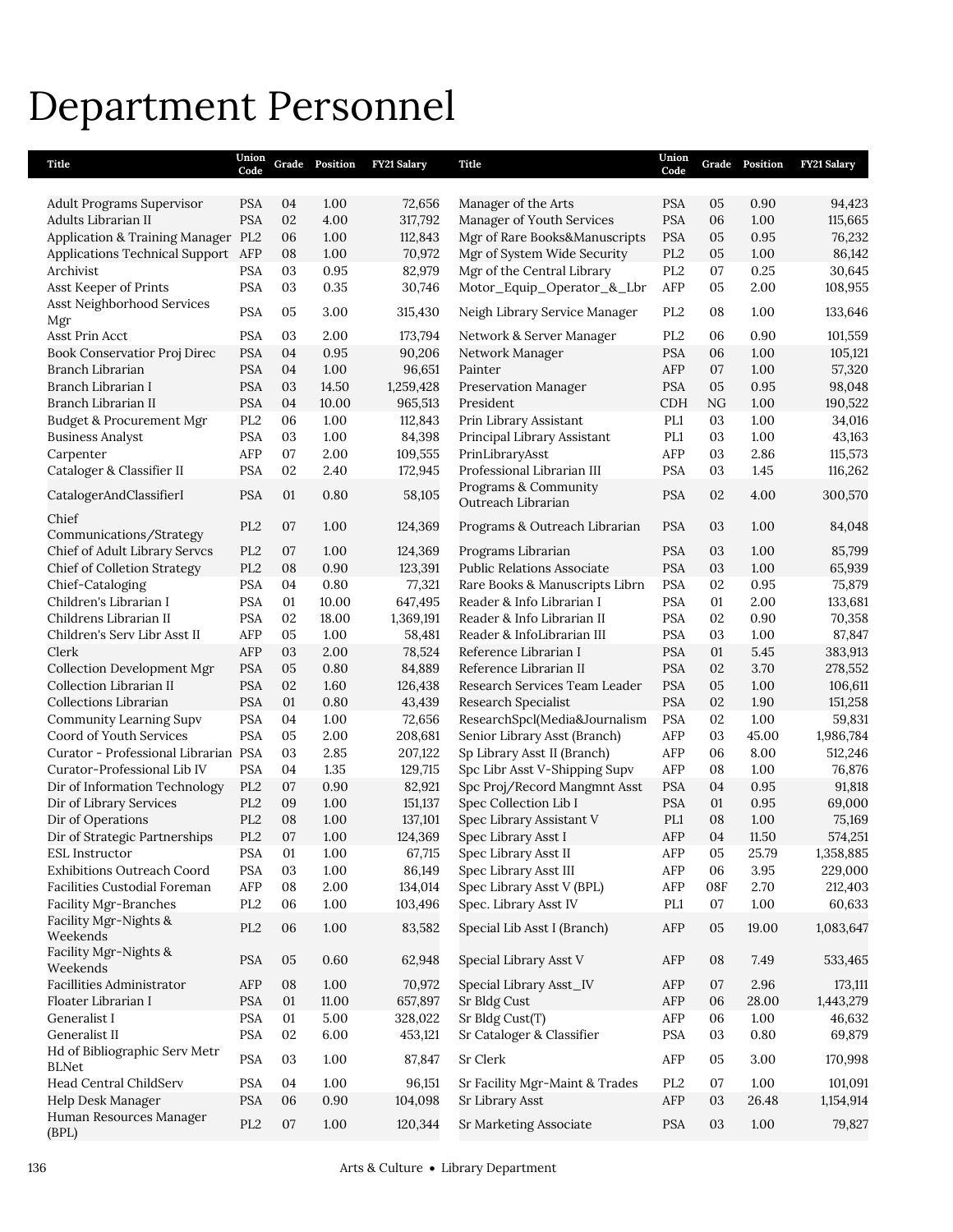# Department Personnel

| Title | Union Code | Grade | Position | FY21 Salary | Title | Union Code | Grade | Position | FY21 Salary |
|---|---|---|---|---|---|---|---|---|---|
| Adult Programs Supervisor | PSA | 04 | 1.00 | 72,656 | Manager of the Arts | PSA | 05 | 0.90 | 94,423 |
| Adults Librarian II | PSA | 02 | 4.00 | 317,792 | Manager of Youth Services | PSA | 06 | 1.00 | 115,665 |
| Application & Training Manager | PL2 | 06 | 1.00 | 112,843 | Mgr of Rare Books&Manuscripts | PSA | 05 | 0.95 | 76,232 |
| Applications Technical Support | AFP | 08 | 1.00 | 70,972 | Mgr of System Wide Security | PL2 | 05 | 1.00 | 86,142 |
| Archivist | PSA | 03 | 0.95 | 82,979 | Mgr of the Central Library | PL2 | 07 | 0.25 | 30,645 |
| Asst Keeper of Prints | PSA | 03 | 0.35 | 30,746 | Motor_Equip_Operator_&_Lbr | AFP | 05 | 2.00 | 108,955 |
| Asst Neighborhood Services Mgr | PSA | 05 | 3.00 | 315,430 | Neigh Library Service Manager | PL2 | 08 | 1.00 | 133,646 |
| Asst Prin Acct | PSA | 03 | 2.00 | 173,794 | Network & Server Manager | PL2 | 06 | 0.90 | 101,559 |
| Book Conservatior Proj Direc | PSA | 04 | 0.95 | 90,206 | Network Manager | PSA | 06 | 1.00 | 105,121 |
| Branch Librarian | PSA | 04 | 1.00 | 96,651 | Painter | AFP | 07 | 1.00 | 57,320 |
| Branch Librarian I | PSA | 03 | 14.50 | 1,259,428 | Preservation Manager | PSA | 05 | 0.95 | 98,048 |
| Branch Librarian II | PSA | 04 | 10.00 | 965,513 | President | CDH | NG | 1.00 | 190,522 |
| Budget & Procurement Mgr | PL2 | 06 | 1.00 | 112,843 | Prin Library Assistant | PL1 | 03 | 1.00 | 34,016 |
| Business Analyst | PSA | 03 | 1.00 | 84,398 | Principal Library Assistant | PL1 | 03 | 1.00 | 43,163 |
| Carpenter | AFP | 07 | 2.00 | 109,555 | PrinLibraryAsst | AFP | 03 | 2.86 | 115,573 |
| Cataloger & Classifier II | PSA | 02 | 2.40 | 172,945 | Professional Librarian III | PSA | 03 | 1.45 | 116,262 |
| CatalogerAndClassifierI | PSA | 01 | 0.80 | 58,105 | Programs & Community Outreach Librarian | PSA | 02 | 4.00 | 300,570 |
| Chief Communications/Strategy | PL2 | 07 | 1.00 | 124,369 | Programs & Outreach Librarian | PSA | 03 | 1.00 | 84,048 |
| Chief of Adult Library Servcs | PL2 | 07 | 1.00 | 124,369 | Programs Librarian | PSA | 03 | 1.00 | 85,799 |
| Chief of Colletion Strategy | PL2 | 08 | 0.90 | 123,391 | Public Relations Associate | PSA | 03 | 1.00 | 65,939 |
| Chief-Cataloging | PSA | 04 | 0.80 | 77,321 | Rare Books & Manuscripts Librn | PSA | 02 | 0.95 | 75,879 |
| Children's Librarian I | PSA | 01 | 10.00 | 647,495 | Reader & Info Librarian I | PSA | 01 | 2.00 | 133,681 |
| Childrens Librarian II | PSA | 02 | 18.00 | 1,369,191 | Reader & Info Librarian II | PSA | 02 | 0.90 | 70,358 |
| Children's Serv Libr Asst II | AFP | 05 | 1.00 | 58,481 | Reader & InfoLibrarian III | PSA | 03 | 1.00 | 87,847 |
| Clerk | AFP | 03 | 2.00 | 78,524 | Reference Librarian I | PSA | 01 | 5.45 | 383,913 |
| Collection Development Mgr | PSA | 05 | 0.80 | 84,889 | Reference Librarian II | PSA | 02 | 3.70 | 278,552 |
| Collection Librarian II | PSA | 02 | 1.60 | 126,438 | Research Services Team Leader | PSA | 05 | 1.00 | 106,611 |
| Collections Librarian | PSA | 01 | 0.80 | 43,439 | Research Specialist | PSA | 02 | 1.90 | 151,258 |
| Community Learning Supv | PSA | 04 | 1.00 | 72,656 | ResearchSpcl(Media&Journalism | PSA | 02 | 1.00 | 59,831 |
| Coord of Youth Services | PSA | 05 | 2.00 | 208,681 | Senior Library Asst (Branch) | AFP | 03 | 45.00 | 1,986,784 |
| Curator - Professional Librarian | PSA | 03 | 2.85 | 207,122 | Sp Library Asst II (Branch) | AFP | 06 | 8.00 | 512,246 |
| Curator-Professional Lib IV | PSA | 04 | 1.35 | 129,715 | Spc Libr Asst V-Shipping Supv | AFP | 08 | 1.00 | 76,876 |
| Dir of Information Technology | PL2 | 07 | 0.90 | 82,921 | Spc Proj/Record Mangmnt Asst | PSA | 04 | 0.95 | 91,818 |
| Dir of Library Services | PL2 | 09 | 1.00 | 151,137 | Spec Collection Lib I | PSA | 01 | 0.95 | 69,000 |
| Dir of Operations | PL2 | 08 | 1.00 | 137,101 | Spec Library Assistant V | PL1 | 08 | 1.00 | 75,169 |
| Dir of Strategic Partnerships | PL2 | 07 | 1.00 | 124,369 | Spec Library Asst I | AFP | 04 | 11.50 | 574,251 |
| ESL Instructor | PSA | 01 | 1.00 | 67,715 | Spec Library Asst II | AFP | 05 | 25.79 | 1,358,885 |
| Exhibitions Outreach Coord | PSA | 03 | 1.00 | 86,149 | Spec Library Asst III | AFP | 06 | 3.95 | 229,000 |
| Facilities Custodial Foreman | AFP | 08 | 2.00 | 134,014 | Spec Library Asst V (BPL) | AFP | 08F | 2.70 | 212,403 |
| Facility Mgr-Branches | PL2 | 06 | 1.00 | 103,496 | Spec. Library Asst IV | PL1 | 07 | 1.00 | 60,633 |
| Facility Mgr-Nights & Weekends | PL2 | 06 | 1.00 | 83,582 | Special Lib Asst I (Branch) | AFP | 05 | 19.00 | 1,083,647 |
| Facility Mgr-Nights & Weekends | PSA | 05 | 0.60 | 62,948 | Special Library Asst V | AFP | 08 | 7.49 | 533,465 |
| Facillities Administrator | AFP | 08 | 1.00 | 70,972 | Special Library Asst_IV | AFP | 07 | 2.96 | 173,111 |
| Floater Librarian I | PSA | 01 | 11.00 | 657,897 | Sr Bldg Cust | AFP | 06 | 28.00 | 1,443,279 |
| Generalist I | PSA | 01 | 5.00 | 328,022 | Sr Bldg Cust(T) | AFP | 06 | 1.00 | 46,632 |
| Generalist II | PSA | 02 | 6.00 | 453,121 | Sr Cataloger & Classifier | PSA | 03 | 0.80 | 69,879 |
| Hd of Bibliographic Serv Metr BLNet | PSA | 03 | 1.00 | 87,847 | Sr Clerk | AFP | 05 | 3.00 | 170,998 |
| Head Central ChildServ | PSA | 04 | 1.00 | 96,151 | Sr Facility Mgr-Maint & Trades | PL2 | 07 | 1.00 | 101,091 |
| Help Desk Manager | PSA | 06 | 0.90 | 104,098 | Sr Library Asst | AFP | 03 | 26.48 | 1,154,914 |
| Human Resources Manager (BPL) | PL2 | 07 | 1.00 | 120,344 | Sr Marketing Associate | PSA | 03 | 1.00 | 79,827 |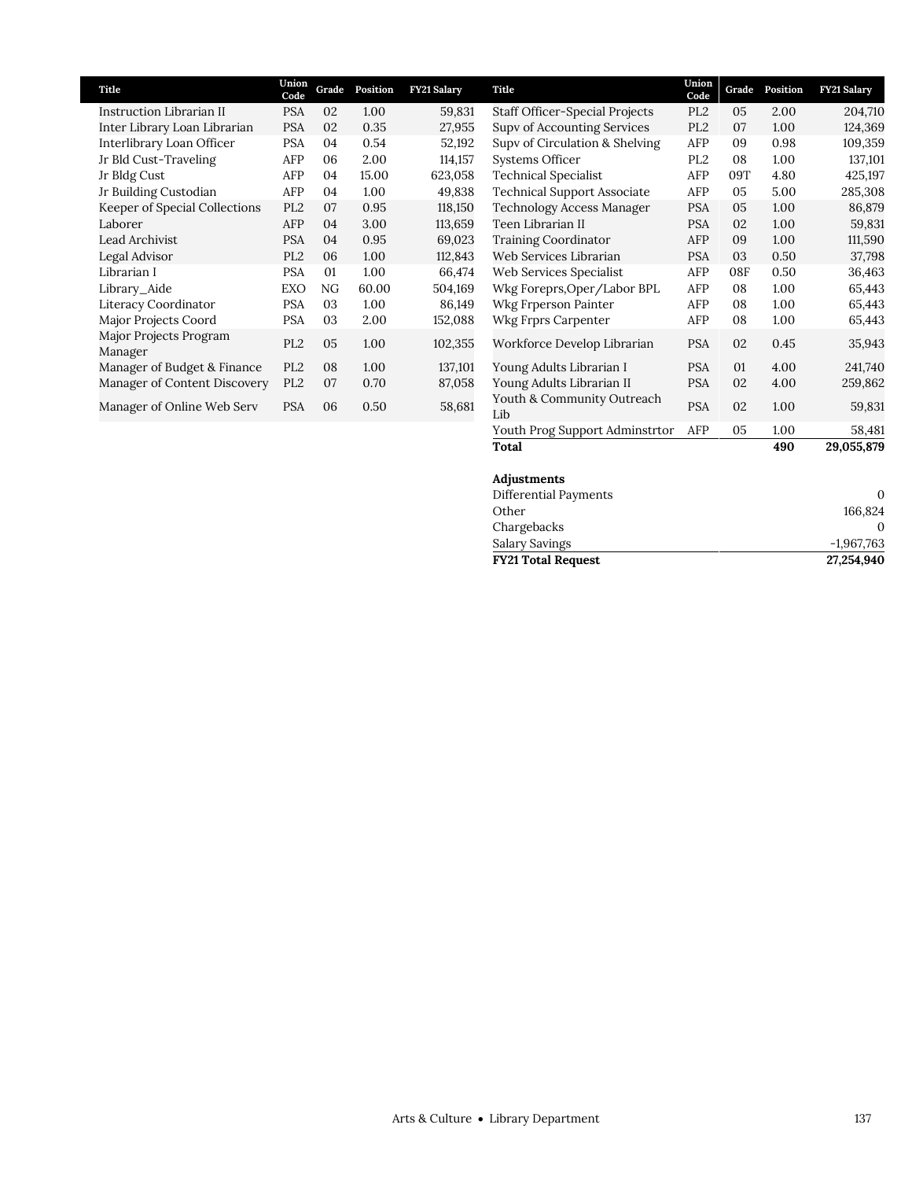| Title | Union Code | Grade | Position | FY21 Salary |
|---|---|---|---|---|
| Instruction Librarian II | PSA | 02 | 1.00 | 59,831 |
| Inter Library Loan Librarian | PSA | 02 | 0.35 | 27,955 |
| Interlibrary Loan Officer | PSA | 04 | 0.54 | 52,192 |
| Jr Bld Cust-Traveling | AFP | 06 | 2.00 | 114,157 |
| Jr Bldg Cust | AFP | 04 | 15.00 | 623,058 |
| Jr Building Custodian | AFP | 04 | 1.00 | 49,838 |
| Keeper of Special Collections | PL2 | 07 | 0.95 | 118,150 |
| Laborer | AFP | 04 | 3.00 | 113,659 |
| Lead Archivist | PSA | 04 | 0.95 | 69,023 |
| Legal Advisor | PL2 | 06 | 1.00 | 112,843 |
| Librarian I | PSA | 01 | 1.00 | 66,474 |
| Library_Aide | EXO | NG | 60.00 | 504,169 |
| Literacy Coordinator | PSA | 03 | 1.00 | 86,149 |
| Major Projects Coord | PSA | 03 | 2.00 | 152,088 |
| Major Projects Program Manager | PL2 | 05 | 1.00 | 102,355 |
| Manager of Budget & Finance | PL2 | 08 | 1.00 | 137,101 |
| Manager of Content Discovery | PL2 | 07 | 0.70 | 87,058 |
| Manager of Online Web Serv | PSA | 06 | 0.50 | 58,681 |
| Staff Officer-Special Projects | PL2 | 05 | 2.00 | 204,710 |
| Supv of Accounting Services | PL2 | 07 | 1.00 | 124,369 |
| Supv of Circulation & Shelving | AFP | 09 | 0.98 | 109,359 |
| Systems Officer | PL2 | 08 | 1.00 | 137,101 |
| Technical Specialist | AFP | 09T | 4.80 | 425,197 |
| Technical Support Associate | AFP | 05 | 5.00 | 285,308 |
| Technology Access Manager | PSA | 05 | 1.00 | 86,879 |
| Teen Librarian II | PSA | 02 | 1.00 | 59,831 |
| Training Coordinator | AFP | 09 | 1.00 | 111,590 |
| Web Services Librarian | PSA | 03 | 0.50 | 37,798 |
| Web Services Specialist | AFP | 08F | 0.50 | 36,463 |
| Wkg Foreprs,Oper/Labor BPL | AFP | 08 | 1.00 | 65,443 |
| Wkg Frperson Painter | AFP | 08 | 1.00 | 65,443 |
| Wkg Frprs Carpenter | AFP | 08 | 1.00 | 65,443 |
| Workforce Develop Librarian | PSA | 02 | 0.45 | 35,943 |
| Young Adults Librarian I | PSA | 01 | 4.00 | 241,740 |
| Young Adults Librarian II | PSA | 02 | 4.00 | 259,862 |
| Youth & Community Outreach Lib | PSA | 02 | 1.00 | 59,831 |
| Youth Prog Support Adminstrtor | AFP | 05 | 1.00 | 58,481 |
| **Total** | | | **490** | **29,055,879** |

| **Adjustments** | |
|---|---|
| Differential Payments | 0 |
| Other | 166,824 |
| Chargebacks | 0 |
| Salary Savings | -1,967,763 |
| **FY21 Total Request** | **27,254,940** |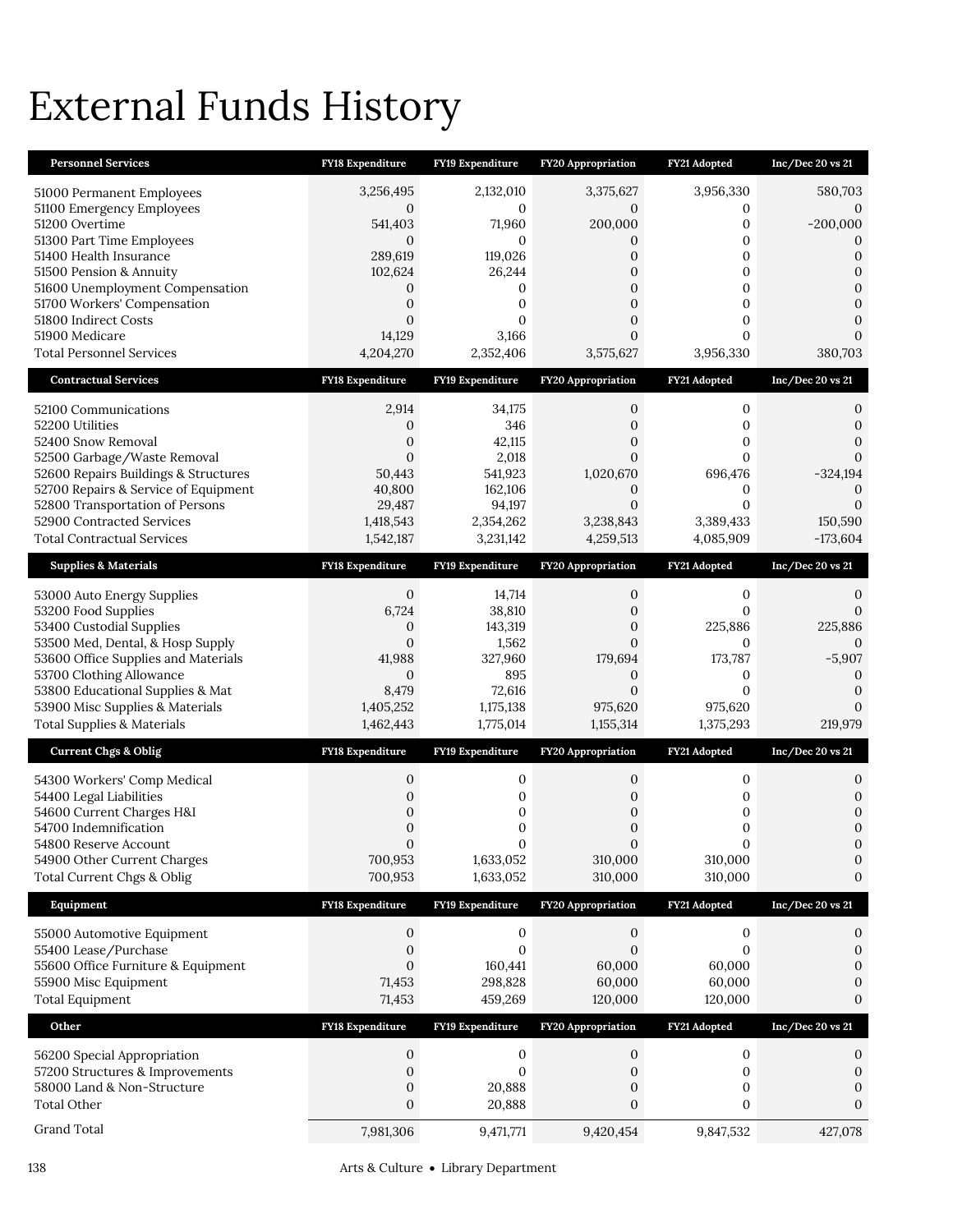# External Funds History

| Personnel Services | FY18 Expenditure | FY19 Expenditure | FY20 Appropriation | FY21 Adopted | Inc/Dec 20 vs 21 |
|---|---|---|---|---|---|
| 51000 Permanent Employees | 3,256,495 | 2,132,010 | 3,375,627 | 3,956,330 | 580,703 |
| 51100 Emergency Employees | 0 | 0 | 0 | 0 | 0 |
| 51200 Overtime | 541,403 | 71,960 | 200,000 | 0 | -200,000 |
| 51300 Part Time Employees | 0 | 0 | 0 | 0 | 0 |
| 51400 Health Insurance | 289,619 | 119,026 | 0 | 0 | 0 |
| 51500 Pension & Annuity | 102,624 | 26,244 | 0 | 0 | 0 |
| 51600 Unemployment Compensation | 0 | 0 | 0 | 0 | 0 |
| 51700 Workers' Compensation | 0 | 0 | 0 | 0 | 0 |
| 51800 Indirect Costs | 0 | 0 | 0 | 0 | 0 |
| 51900 Medicare | 14,129 | 3,166 | 0 | 0 | 0 |
| Total Personnel Services | 4,204,270 | 2,352,406 | 3,575,627 | 3,956,330 | 380,703 |

| Contractual Services | FY18 Expenditure | FY19 Expenditure | FY20 Appropriation | FY21 Adopted | Inc/Dec 20 vs 21 |
|---|---|---|---|---|---|
| 52100 Communications | 2,914 | 34,175 | 0 | 0 | 0 |
| 52200 Utilities | 0 | 346 | 0 | 0 | 0 |
| 52400 Snow Removal | 0 | 42,115 | 0 | 0 | 0 |
| 52500 Garbage/Waste Removal | 0 | 2,018 | 0 | 0 | 0 |
| 52600 Repairs Buildings & Structures | 50,443 | 541,923 | 1,020,670 | 696,476 | -324,194 |
| 52700 Repairs & Service of Equipment | 40,800 | 162,106 | 0 | 0 | 0 |
| 52800 Transportation of Persons | 29,487 | 94,197 | 0 | 0 | 0 |
| 52900 Contracted Services | 1,418,543 | 2,354,262 | 3,238,843 | 3,389,433 | 150,590 |
| Total Contractual Services | 1,542,187 | 3,231,142 | 4,259,513 | 4,085,909 | -173,604 |

| Supplies & Materials | FY18 Expenditure | FY19 Expenditure | FY20 Appropriation | FY21 Adopted | Inc/Dec 20 vs 21 |
|---|---|---|---|---|---|
| 53000 Auto Energy Supplies | 0 | 14,714 | 0 | 0 | 0 |
| 53200 Food Supplies | 6,724 | 38,810 | 0 | 0 | 0 |
| 53400 Custodial Supplies | 0 | 143,319 | 0 | 225,886 | 225,886 |
| 53500 Med, Dental, & Hosp Supply | 0 | 1,562 | 0 | 0 | 0 |
| 53600 Office Supplies and Materials | 41,988 | 327,960 | 179,694 | 173,787 | -5,907 |
| 53700 Clothing Allowance | 0 | 895 | 0 | 0 | 0 |
| 53800 Educational Supplies & Mat | 8,479 | 72,616 | 0 | 0 | 0 |
| 53900 Misc Supplies & Materials | 1,405,252 | 1,175,138 | 975,620 | 975,620 | 0 |
| Total Supplies & Materials | 1,462,443 | 1,775,014 | 1,155,314 | 1,375,293 | 219,979 |

| Current Chgs & Oblig | FY18 Expenditure | FY19 Expenditure | FY20 Appropriation | FY21 Adopted | Inc/Dec 20 vs 21 |
|---|---|---|---|---|---|
| 54300 Workers' Comp Medical | 0 | 0 | 0 | 0 | 0 |
| 54400 Legal Liabilities | 0 | 0 | 0 | 0 | 0 |
| 54600 Current Charges H&I | 0 | 0 | 0 | 0 | 0 |
| 54700 Indemnification | 0 | 0 | 0 | 0 | 0 |
| 54800 Reserve Account | 0 | 0 | 0 | 0 | 0 |
| 54900 Other Current Charges | 700,953 | 1,633,052 | 310,000 | 310,000 | 0 |
| Total Current Chgs & Oblig | 700,953 | 1,633,052 | 310,000 | 310,000 | 0 |

| Equipment | FY18 Expenditure | FY19 Expenditure | FY20 Appropriation | FY21 Adopted | Inc/Dec 20 vs 21 |
|---|---|---|---|---|---|
| 55000 Automotive Equipment | 0 | 0 | 0 | 0 | 0 |
| 55400 Lease/Purchase | 0 | 0 | 0 | 0 | 0 |
| 55600 Office Furniture & Equipment | 0 | 160,441 | 60,000 | 60,000 | 0 |
| 55900 Misc Equipment | 71,453 | 298,828 | 60,000 | 60,000 | 0 |
| Total Equipment | 71,453 | 459,269 | 120,000 | 120,000 | 0 |

| Other | FY18 Expenditure | FY19 Expenditure | FY20 Appropriation | FY21 Adopted | Inc/Dec 20 vs 21 |
|---|---|---|---|---|---|
| 56200 Special Appropriation | 0 | 0 | 0 | 0 | 0 |
| 57200 Structures & Improvements | 0 | 0 | 0 | 0 | 0 |
| 58000 Land & Non-Structure | 0 | 20,888 | 0 | 0 | 0 |
| Total Other | 0 | 20,888 | 0 | 0 | 0 |
| Grand Total | 7,981,306 | 9,471,771 | 9,420,454 | 9,847,532 | 427,078 |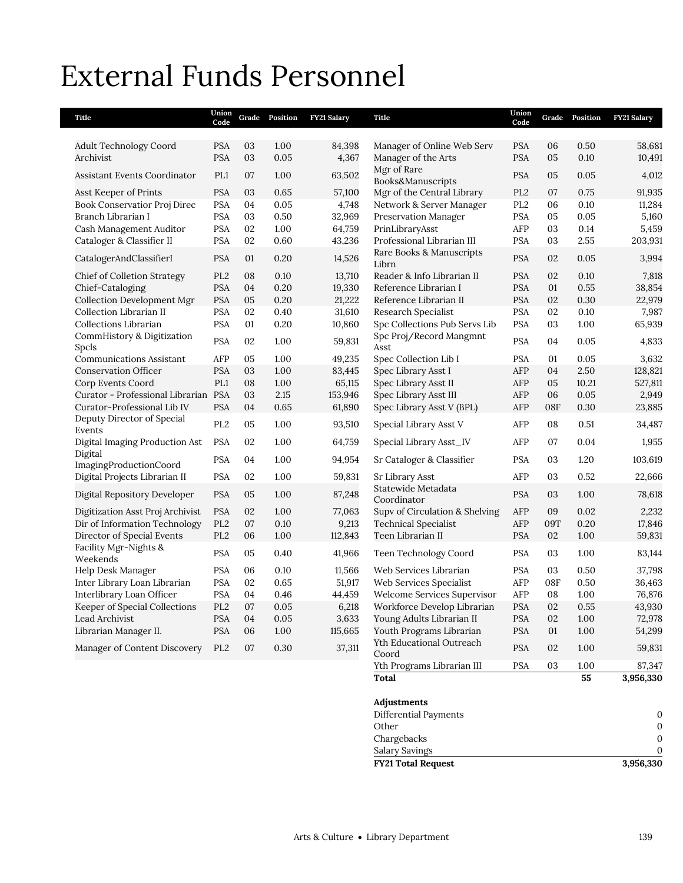# External Funds Personnel

| Title | Union Code | Grade | Position | FY21 Salary |
|---|---|---|---|---|
| Adult Technology Coord | PSA | 03 | 1.00 | 84,398 |
| Archivist | PSA | 03 | 0.05 | 4,367 |
| Assistant Events Coordinator | PL1 | 07 | 1.00 | 63,502 |
| Asst Keeper of Prints | PSA | 03 | 0.65 | 57,100 |
| Book Conservatior Proj Direc | PSA | 04 | 0.05 | 4,748 |
| Branch Librarian I | PSA | 03 | 0.50 | 32,969 |
| Cash Management Auditor | PSA | 02 | 1.00 | 64,759 |
| Cataloger & Classifier II | PSA | 02 | 0.60 | 43,236 |
| CatalogerAndClassifierI | PSA | 01 | 0.20 | 14,526 |
| Chief of Colletion Strategy | PL2 | 08 | 0.10 | 13,710 |
| Chief-Cataloging | PSA | 04 | 0.20 | 19,330 |
| Collection Development Mgr | PSA | 05 | 0.20 | 21,222 |
| Collection Librarian II | PSA | 02 | 0.40 | 31,610 |
| Collections Librarian | PSA | 01 | 0.20 | 10,860 |
| CommHistory & Digitization Spcls | PSA | 02 | 1.00 | 59,831 |
| Communications Assistant | AFP | 05 | 1.00 | 49,235 |
| Conservation Officer | PSA | 03 | 1.00 | 83,445 |
| Corp Events Coord | PL1 | 08 | 1.00 | 65,115 |
| Curator - Professional Librarian | PSA | 03 | 2.15 | 153,946 |
| Curator-Professional Lib IV | PSA | 04 | 0.65 | 61,890 |
| Deputy Director of Special Events | PL2 | 05 | 1.00 | 93,510 |
| Digital Imaging Production Ast | PSA | 02 | 1.00 | 64,759 |
| Digital ImagingProductionCoord | PSA | 04 | 1.00 | 94,954 |
| Digital Projects Librarian II | PSA | 02 | 1.00 | 59,831 |
| Digital Repository Developer | PSA | 05 | 1.00 | 87,248 |
| Digitization Asst Proj Archivist | PSA | 02 | 1.00 | 77,063 |
| Dir of Information Technology | PL2 | 07 | 0.10 | 9,213 |
| Director of Special Events | PL2 | 06 | 1.00 | 112,843 |
| Facility Mgr-Nights & Weekends | PSA | 05 | 0.40 | 41,966 |
| Help Desk Manager | PSA | 06 | 0.10 | 11,566 |
| Inter Library Loan Librarian | PSA | 02 | 0.65 | 51,917 |
| Interlibrary Loan Officer | PSA | 04 | 0.46 | 44,459 |
| Keeper of Special Collections | PL2 | 07 | 0.05 | 6,218 |
| Lead Archivist | PSA | 04 | 0.05 | 3,633 |
| Librarian Manager II. | PSA | 06 | 1.00 | 115,665 |
| Manager of Content Discovery | PL2 | 07 | 0.30 | 37,311 |
| Manager of Online Web Serv | PSA | 06 | 0.50 | 58,681 |
| Manager of the Arts | PSA | 05 | 0.10 | 10,491 |
| Mgr of Rare Books&Manuscripts | PSA | 05 | 0.05 | 4,012 |
| Mgr of the Central Library | PL2 | 07 | 0.75 | 91,935 |
| Network & Server Manager | PL2 | 06 | 0.10 | 11,284 |
| Preservation Manager | PSA | 05 | 0.05 | 5,160 |
| PrinLibraryAsst | AFP | 03 | 0.14 | 5,459 |
| Professional Librarian III | PSA | 03 | 2.55 | 203,931 |
| Rare Books & Manuscripts Librn | PSA | 02 | 0.05 | 3,994 |
| Reader & Info Librarian II | PSA | 02 | 0.10 | 7,818 |
| Reference Librarian I | PSA | 01 | 0.55 | 38,854 |
| Reference Librarian II | PSA | 02 | 0.30 | 22,979 |
| Research Specialist | PSA | 02 | 0.10 | 7,987 |
| Spc Collections Pub Servs Lib | PSA | 03 | 1.00 | 65,939 |
| Spc Proj/Record Mangmnt Asst | PSA | 04 | 0.05 | 4,833 |
| Spec Collection Lib I | PSA | 01 | 0.05 | 3,632 |
| Spec Library Asst I | AFP | 04 | 2.50 | 128,821 |
| Spec Library Asst II | AFP | 05 | 10.21 | 527,811 |
| Spec Library Asst III | AFP | 06 | 0.05 | 2,949 |
| Spec Library Asst V (BPL) | AFP | 08F | 0.30 | 23,885 |
| Special Library Asst V | AFP | 08 | 0.51 | 34,487 |
| Special Library Asst_IV | AFP | 07 | 0.04 | 1,955 |
| Sr Cataloger & Classifier | PSA | 03 | 1.20 | 103,619 |
| Sr Library Asst | AFP | 03 | 0.52 | 22,666 |
| Statewide Metadata Coordinator | PSA | 03 | 1.00 | 78,618 |
| Supv of Circulation & Shelving | AFP | 09 | 0.02 | 2,232 |
| Technical Specialist | AFP | 09T | 0.20 | 17,846 |
| Teen Librarian II | PSA | 02 | 1.00 | 59,831 |
| Teen Technology Coord | PSA | 03 | 1.00 | 83,144 |
| Web Services Librarian | PSA | 03 | 0.50 | 37,798 |
| Web Services Specialist | AFP | 08F | 0.50 | 36,463 |
| Welcome Services Supervisor | AFP | 08 | 1.00 | 76,876 |
| Workforce Develop Librarian | PSA | 02 | 0.55 | 43,930 |
| Young Adults Librarian II | PSA | 02 | 1.00 | 72,978 |
| Youth Programs Librarian | PSA | 01 | 1.00 | 54,299 |
| Yth Educational Outreach Coord | PSA | 02 | 1.00 | 59,831 |
| Yth Programs Librarian III | PSA | 03 | 1.00 | 87,347 |
| **Total** | | | **55** | **3,956,330** |

| **Adjustments** | |
|---|---|
| Differential Payments | 0 |
| Other | 0 |
| Chargebacks | 0 |
| Salary Savings | 0 |
| **FY21 Total Request** | **3,956,330** |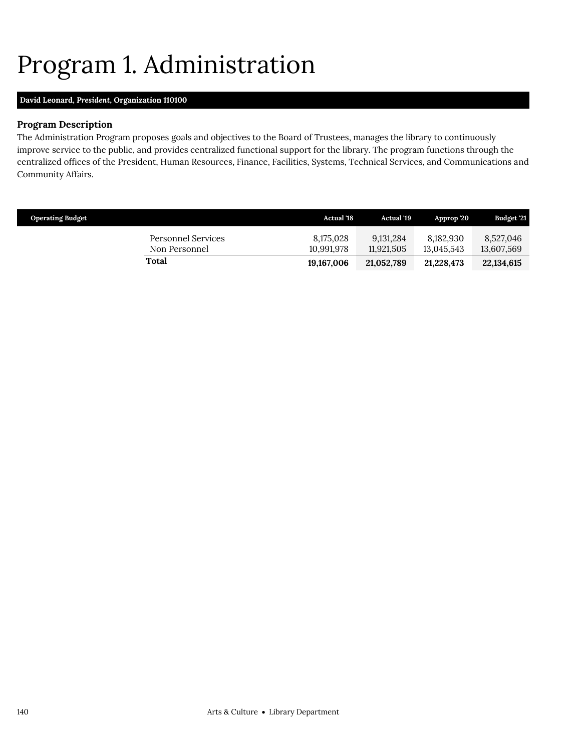# Program 1. Administration

**David Leonard, *President*, Organization 110100**

### Program Description

The Administration Program proposes goals and objectives to the Board of Trustees, manages the library to continuously improve service to the public, and provides centralized functional support for the library. The program functions through the centralized offices of the President, Human Resources, Finance, Facilities, Systems, Technical Services, and Communications and Community Affairs.

| Operating Budget | Actual '18 | Actual '19 | Approp '20 | Budget '21 |
|---|---|---|---|---|
| Personnel Services | 8,175,028 | 9,131,284 | 8,182,930 | 8,527,046 |
| Non Personnel | 10,991,978 | 11,921,505 | 13,045,543 | 13,607,569 |
| **Total** | **19,167,006** | **21,052,789** | **21,228,473** | **22,134,615** |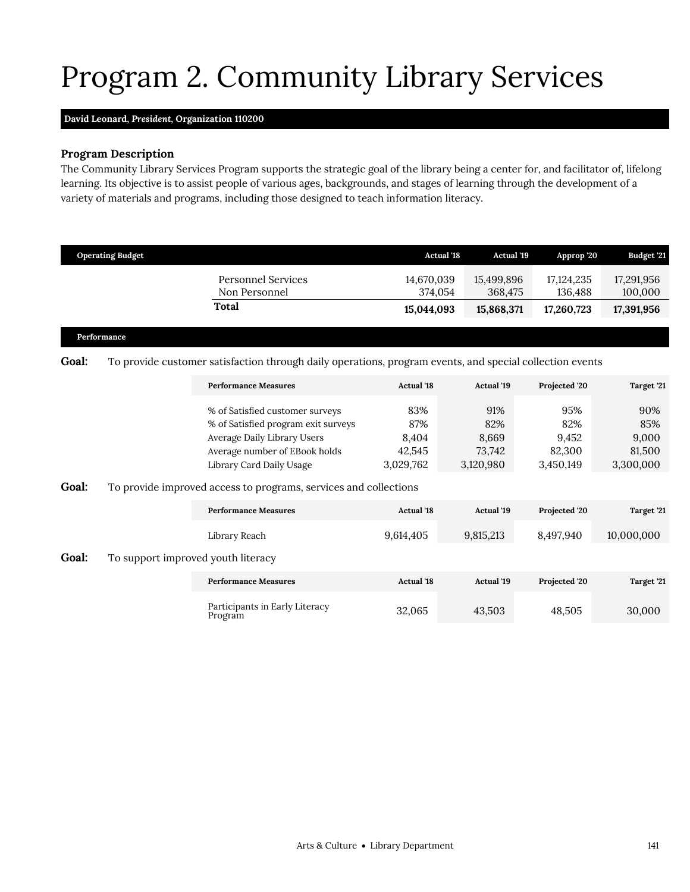# Program 2. Community Library Services

**David Leonard, *President*, Organization 110200**

### Program Description

The Community Library Services Program supports the strategic goal of the library being a center for, and facilitator of, lifelong learning. Its objective is to assist people of various ages, backgrounds, and stages of learning through the development of a variety of materials and programs, including those designed to teach information literacy.

| Operating Budget | Actual '18 | Actual '19 | Approp '20 | Budget '21 |
|---|---|---|---|---|
| Personnel Services | 14,670,039 | 15,499,896 | 17,124,235 | 17,291,956 |
| Non Personnel | 374,054 | 368,475 | 136,488 | 100,000 |
| **Total** | **15,044,093** | **15,868,371** | **17,260,723** | **17,391,956** |

### Performance

**Goal:** To provide customer satisfaction through daily operations, program events, and special collection events

| Performance Measures | Actual '18 | Actual '19 | Projected '20 | Target '21 |
|---|---|---|---|---|
| % of Satisfied customer surveys | 83% | 91% | 95% | 90% |
| % of Satisfied program exit surveys | 87% | 82% | 82% | 85% |
| Average Daily Library Users | 8,404 | 8,669 | 9,452 | 9,000 |
| Average number of EBook holds | 42,545 | 73,742 | 82,300 | 81,500 |
| Library Card Daily Usage | 3,029,762 | 3,120,980 | 3,450,149 | 3,300,000 |

**Goal:** To provide improved access to programs, services and collections

| Performance Measures | Actual '18 | Actual '19 | Projected '20 | Target '21 |
|---|---|---|---|---|
| Library Reach | 9,614,405 | 9,815,213 | 8,497,940 | 10,000,000 |

**Goal:** To support improved youth literacy

| Performance Measures | Actual '18 | Actual '19 | Projected '20 | Target '21 |
|---|---|---|---|---|
| Participants in Early Literacy Program | 32,065 | 43,503 | 48,505 | 30,000 |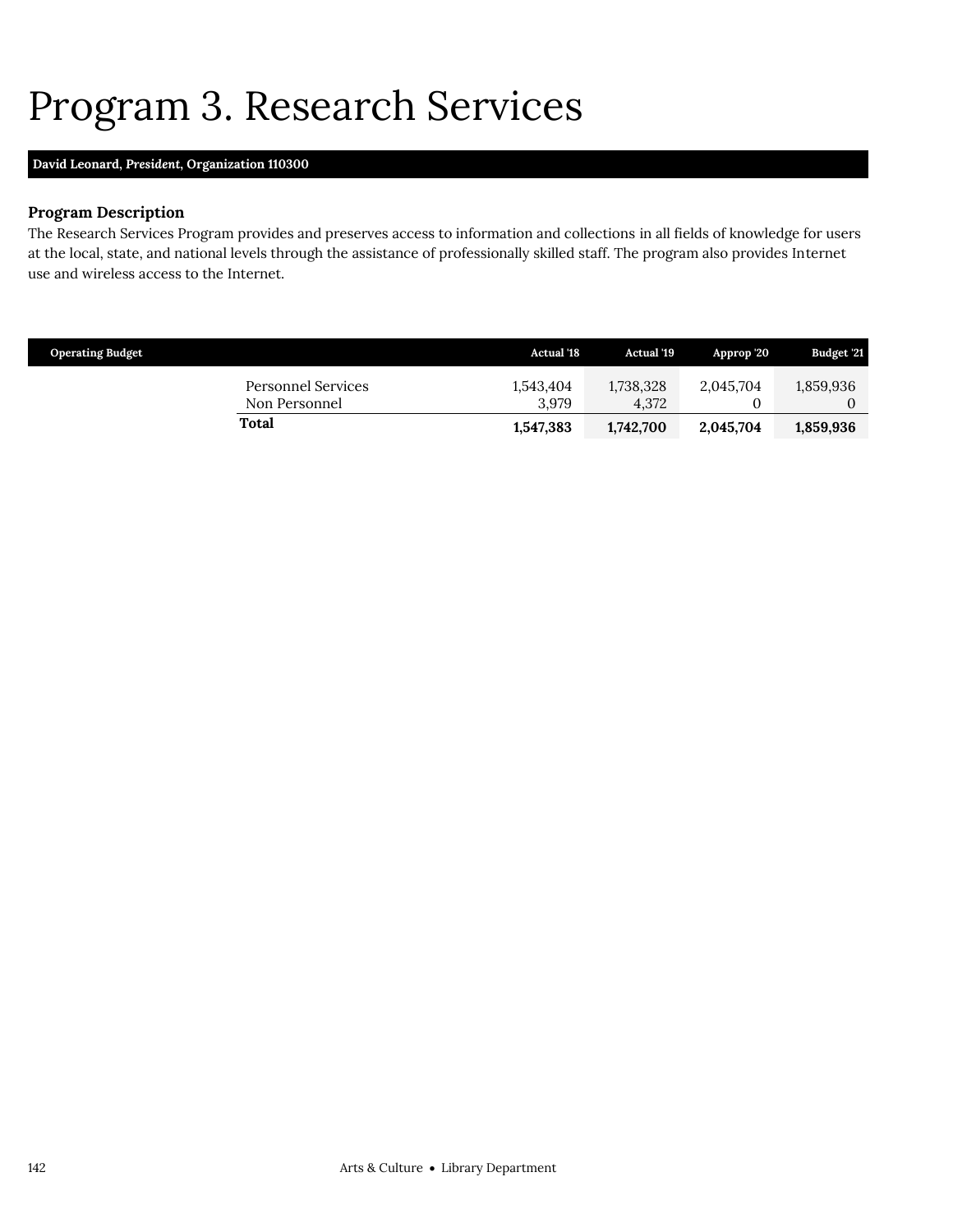# Program 3. Research Services

**David Leonard, *President*, Organization 110300**

### Program Description

The Research Services Program provides and preserves access to information and collections in all fields of knowledge for users at the local, state, and national levels through the assistance of professionally skilled staff. The program also provides Internet use and wireless access to the Internet.

| Operating Budget | | Actual '18 | Actual '19 | Approp '20 | Budget '21 |
|---|---|---|---|---|---|
| | Personnel Services | 1,543,404 | 1,738,328 | 2,045,704 | 1,859,936 |
| | Non Personnel | 3,979 | 4,372 | 0 | 0 |
| | **Total** | **1,547,383** | **1,742,700** | **2,045,704** | **1,859,936** |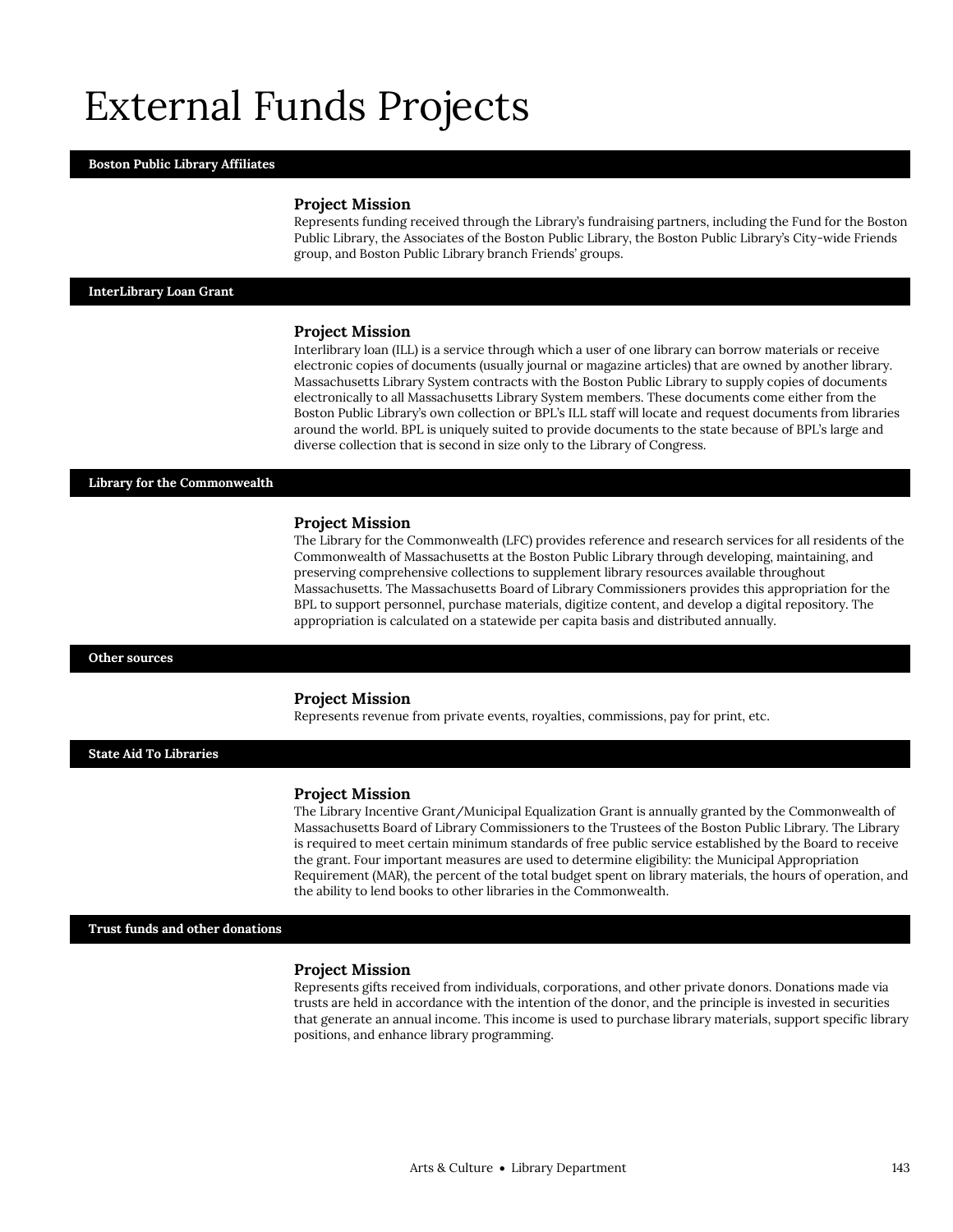# External Funds Projects

## Boston Public Library Affiliates

### Project Mission

Represents funding received through the Library's fundraising partners, including the Fund for the Boston Public Library, the Associates of the Boston Public Library, the Boston Public Library's City-wide Friends group, and Boston Public Library branch Friends' groups.

## InterLibrary Loan Grant

### Project Mission

Interlibrary loan (ILL) is a service through which a user of one library can borrow materials or receive electronic copies of documents (usually journal or magazine articles) that are owned by another library. Massachusetts Library System contracts with the Boston Public Library to supply copies of documents electronically to all Massachusetts Library System members. These documents come either from the Boston Public Library's own collection or BPL's ILL staff will locate and request documents from libraries around the world. BPL is uniquely suited to provide documents to the state because of BPL's large and diverse collection that is second in size only to the Library of Congress.

## Library for the Commonwealth

### Project Mission

The Library for the Commonwealth (LFC) provides reference and research services for all residents of the Commonwealth of Massachusetts at the Boston Public Library through developing, maintaining, and preserving comprehensive collections to supplement library resources available throughout Massachusetts. The Massachusetts Board of Library Commissioners provides this appropriation for the BPL to support personnel, purchase materials, digitize content, and develop a digital repository. The appropriation is calculated on a statewide per capita basis and distributed annually.

## Other sources

### Project Mission

Represents revenue from private events, royalties, commissions, pay for print, etc.

## State Aid To Libraries

### Project Mission

The Library Incentive Grant/Municipal Equalization Grant is annually granted by the Commonwealth of Massachusetts Board of Library Commissioners to the Trustees of the Boston Public Library. The Library is required to meet certain minimum standards of free public service established by the Board to receive the grant. Four important measures are used to determine eligibility: the Municipal Appropriation Requirement (MAR), the percent of the total budget spent on library materials, the hours of operation, and the ability to lend books to other libraries in the Commonwealth.

## Trust funds and other donations

### Project Mission

Represents gifts received from individuals, corporations, and other private donors. Donations made via trusts are held in accordance with the intention of the donor, and the principle is invested in securities that generate an annual income. This income is used to purchase library materials, support specific library positions, and enhance library programming.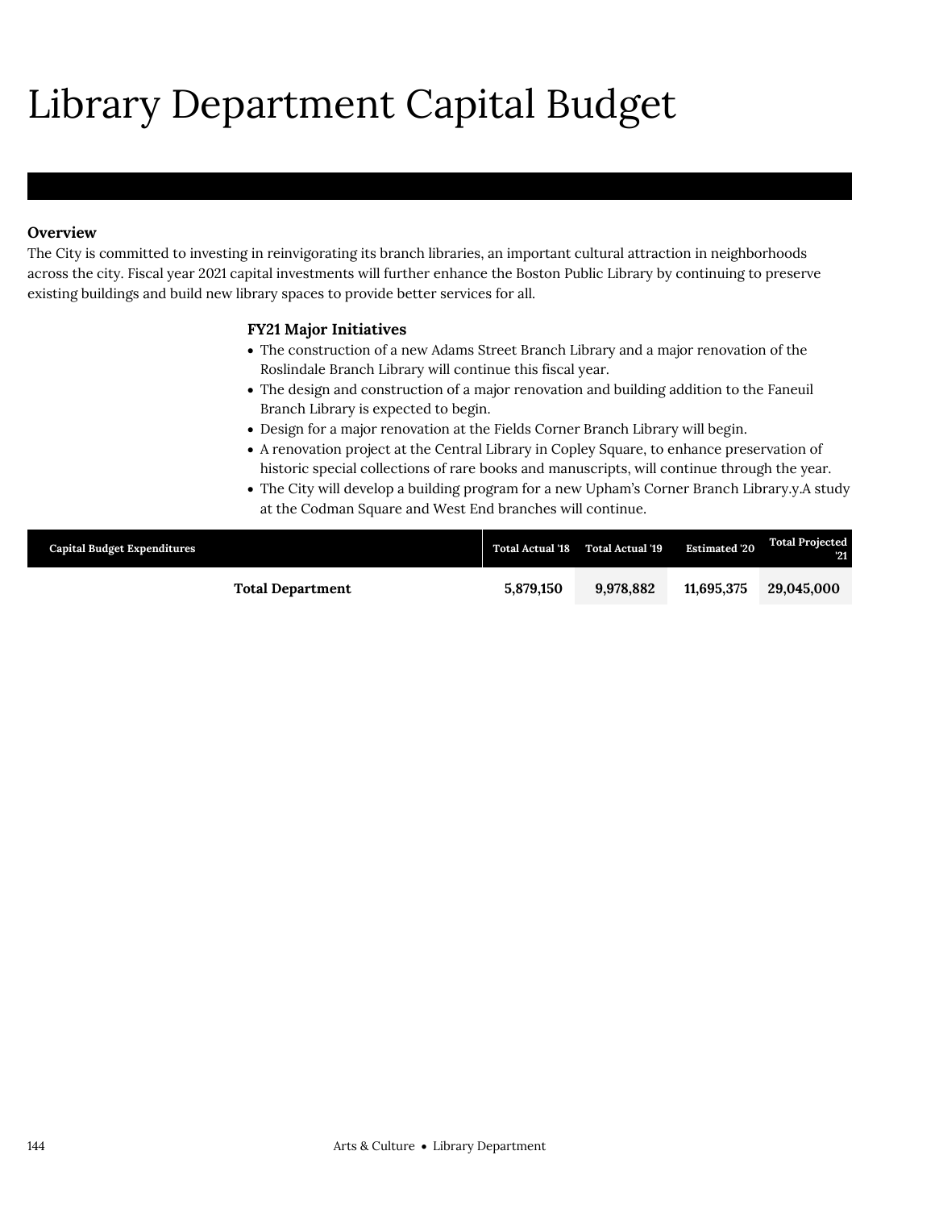# Library Department Capital Budget

**Overview**

The City is committed to investing in reinvigorating its branch libraries, an important cultural attraction in neighborhoods across the city. Fiscal year 2021 capital investments will further enhance the Boston Public Library by continuing to preserve existing buildings and build new library spaces to provide better services for all.

**FY21 Major Initiatives**

- The construction of a new Adams Street Branch Library and a major renovation of the Roslindale Branch Library will continue this fiscal year.
- The design and construction of a major renovation and building addition to the Faneuil Branch Library is expected to begin.
- Design for a major renovation at the Fields Corner Branch Library will begin.
- A renovation project at the Central Library in Copley Square, to enhance preservation of historic special collections of rare books and manuscripts, will continue through the year.
- The City will develop a building program for a new Upham's Corner Branch Library.y.A study at the Codman Square and West End branches will continue.

| Capital Budget Expenditures | Total Actual '18 | Total Actual '19 | Estimated '20 | Total Projected '21 |
|---|---|---|---|---|
| **Total Department** | **5,879,150** | **9,978,882** | **11,695,375** | **29,045,000** |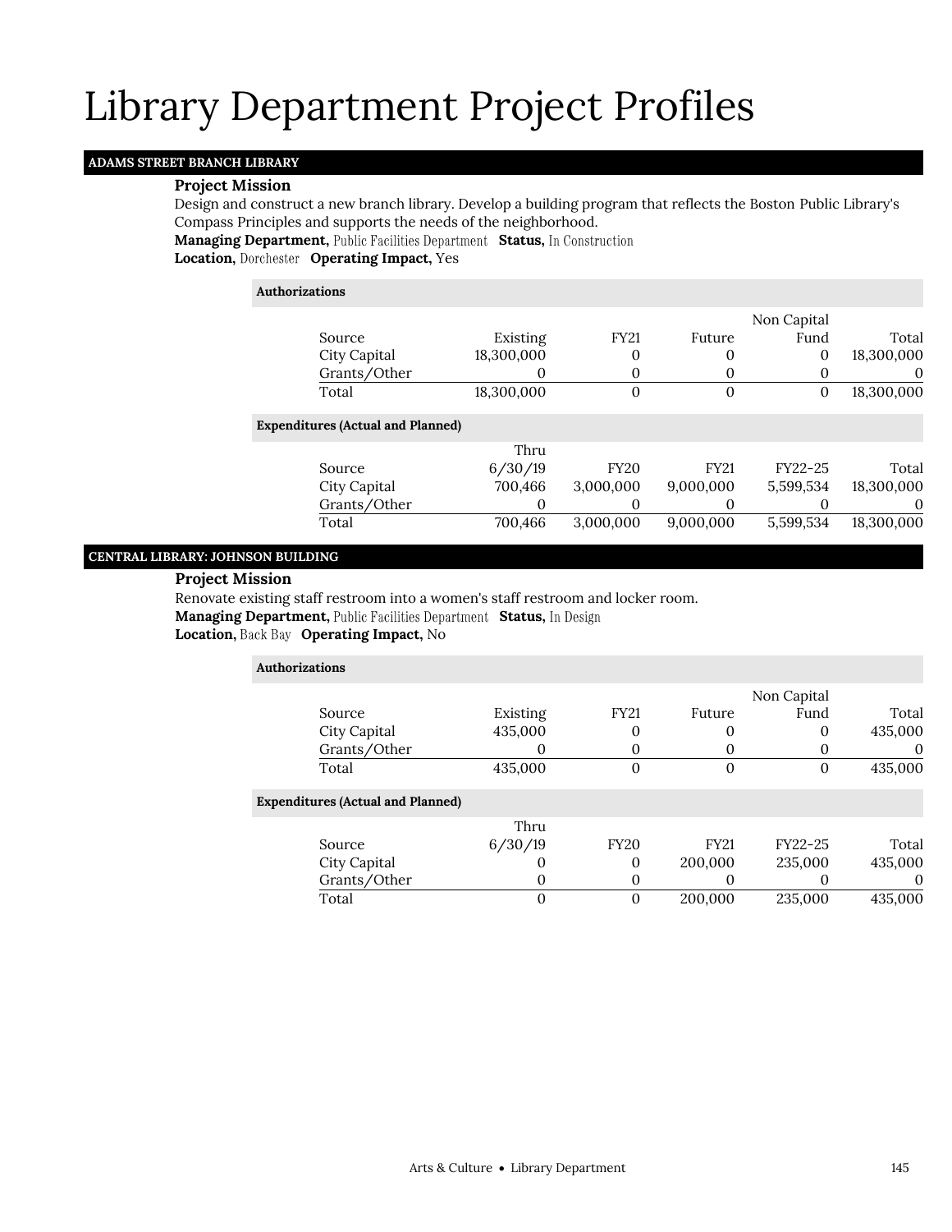# Library Department Project Profiles

## ADAMS STREET BRANCH LIBRARY

### Project Mission

Design and construct a new branch library. Develop a building program that reflects the Boston Public Library's Compass Principles and supports the needs of the neighborhood.

**Managing Department,** Public Facilities Department **Status,** In Construction
**Location,** Dorchester **Operating Impact,** Yes

**Authorizations**

| Source | Existing | FY21 | Future | Non Capital Fund | Total |
|---|---|---|---|---|---|
| City Capital | 18,300,000 | 0 | 0 | 0 | 18,300,000 |
| Grants/Other | 0 | 0 | 0 | 0 | 0 |
| Total | 18,300,000 | 0 | 0 | 0 | 18,300,000 |

**Expenditures (Actual and Planned)**

| Source | Thru 6/30/19 | FY20 | FY21 | FY22-25 | Total |
|---|---|---|---|---|---|
| City Capital | 700,466 | 3,000,000 | 9,000,000 | 5,599,534 | 18,300,000 |
| Grants/Other | 0 | 0 | 0 | 0 | 0 |
| Total | 700,466 | 3,000,000 | 9,000,000 | 5,599,534 | 18,300,000 |

## CENTRAL LIBRARY: JOHNSON BUILDING

### Project Mission

Renovate existing staff restroom into a women's staff restroom and locker room.

**Managing Department,** Public Facilities Department **Status,** In Design
**Location,** Back Bay **Operating Impact,** No

**Authorizations**

| Source | Existing | FY21 | Future | Non Capital Fund | Total |
|---|---|---|---|---|---|
| City Capital | 435,000 | 0 | 0 | 0 | 435,000 |
| Grants/Other | 0 | 0 | 0 | 0 | 0 |
| Total | 435,000 | 0 | 0 | 0 | 435,000 |

**Expenditures (Actual and Planned)**

| Source | Thru 6/30/19 | FY20 | FY21 | FY22-25 | Total |
|---|---|---|---|---|---|
| City Capital | 0 | 0 | 200,000 | 235,000 | 435,000 |
| Grants/Other | 0 | 0 | 0 | 0 | 0 |
| Total | 0 | 0 | 200,000 | 235,000 | 435,000 |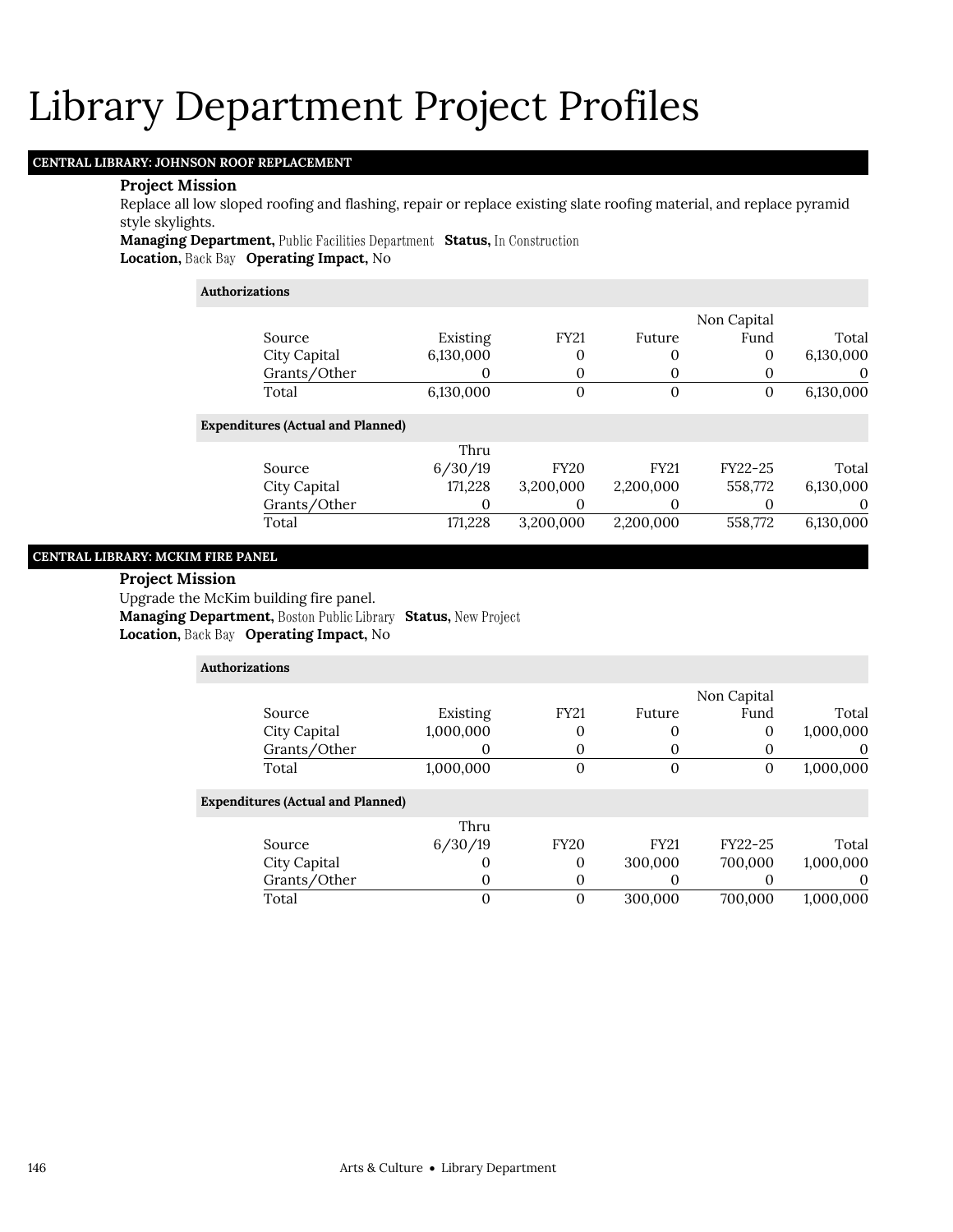# Library Department Project Profiles

## CENTRAL LIBRARY: JOHNSON ROOF REPLACEMENT

### Project Mission

Replace all low sloped roofing and flashing, repair or replace existing slate roofing material, and replace pyramid style skylights.

**Managing Department,** Public Facilities Department **Status,** In Construction

**Location,** Back Bay **Operating Impact,** No

**Authorizations**

| Source | Existing | FY21 | Future | Non Capital Fund | Total |
|---|---|---|---|---|---|
| City Capital | 6,130,000 | 0 | 0 | 0 | 6,130,000 |
| Grants/Other | 0 | 0 | 0 | 0 | 0 |
| Total | 6,130,000 | 0 | 0 | 0 | 6,130,000 |

**Expenditures (Actual and Planned)**

| Source | Thru 6/30/19 | FY20 | FY21 | FY22-25 | Total |
|---|---|---|---|---|---|
| City Capital | 171,228 | 3,200,000 | 2,200,000 | 558,772 | 6,130,000 |
| Grants/Other | 0 | 0 | 0 | 0 | 0 |
| Total | 171,228 | 3,200,000 | 2,200,000 | 558,772 | 6,130,000 |

## CENTRAL LIBRARY: MCKIM FIRE PANEL

### Project Mission

Upgrade the McKim building fire panel.

**Managing Department,** Boston Public Library **Status,** New Project

**Location,** Back Bay **Operating Impact,** No

**Authorizations**

| Source | Existing | FY21 | Future | Non Capital Fund | Total |
|---|---|---|---|---|---|
| City Capital | 1,000,000 | 0 | 0 | 0 | 1,000,000 |
| Grants/Other | 0 | 0 | 0 | 0 | 0 |
| Total | 1,000,000 | 0 | 0 | 0 | 1,000,000 |

**Expenditures (Actual and Planned)**

| Source | Thru 6/30/19 | FY20 | FY21 | FY22-25 | Total |
|---|---|---|---|---|---|
| City Capital | 0 | 0 | 300,000 | 700,000 | 1,000,000 |
| Grants/Other | 0 | 0 | 0 | 0 | 0 |
| Total | 0 | 0 | 300,000 | 700,000 | 1,000,000 |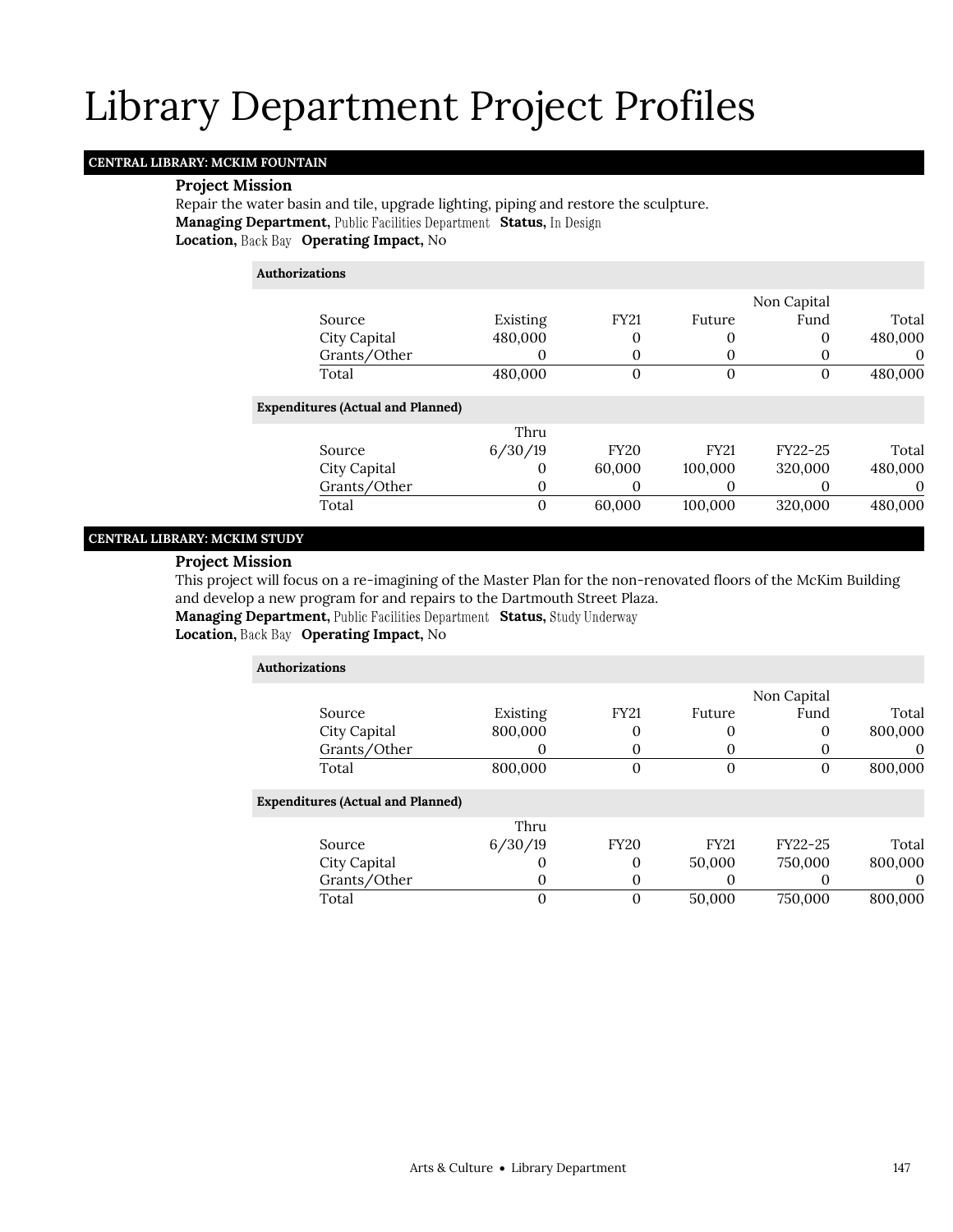# Library Department Project Profiles

## CENTRAL LIBRARY: MCKIM FOUNTAIN

**Project Mission**

Repair the water basin and tile, upgrade lighting, piping and restore the sculpture.

**Managing Department,** Public Facilities Department **Status,** In Design

**Location,** Back Bay **Operating Impact,** No

**Authorizations**

| Source | Existing | FY21 | Future | Non Capital Fund | Total |
|---|---|---|---|---|---|
| City Capital | 480,000 | 0 | 0 | 0 | 480,000 |
| Grants/Other | 0 | 0 | 0 | 0 | 0 |
| Total | 480,000 | 0 | 0 | 0 | 480,000 |

**Expenditures (Actual and Planned)**

| Source | Thru 6/30/19 | FY20 | FY21 | FY22-25 | Total |
|---|---|---|---|---|---|
| City Capital | 0 | 60,000 | 100,000 | 320,000 | 480,000 |
| Grants/Other | 0 | 0 | 0 | 0 | 0 |
| Total | 0 | 60,000 | 100,000 | 320,000 | 480,000 |

## CENTRAL LIBRARY: MCKIM STUDY

**Project Mission**

This project will focus on a re-imagining of the Master Plan for the non-renovated floors of the McKim Building and develop a new program for and repairs to the Dartmouth Street Plaza.

**Managing Department,** Public Facilities Department **Status,** Study Underway

**Location,** Back Bay **Operating Impact,** No

**Authorizations**

| Source | Existing | FY21 | Future | Non Capital Fund | Total |
|---|---|---|---|---|---|
| City Capital | 800,000 | 0 | 0 | 0 | 800,000 |
| Grants/Other | 0 | 0 | 0 | 0 | 0 |
| Total | 800,000 | 0 | 0 | 0 | 800,000 |

**Expenditures (Actual and Planned)**

| Source | Thru 6/30/19 | FY20 | FY21 | FY22-25 | Total |
|---|---|---|---|---|---|
| City Capital | 0 | 0 | 50,000 | 750,000 | 800,000 |
| Grants/Other | 0 | 0 | 0 | 0 | 0 |
| Total | 0 | 0 | 50,000 | 750,000 | 800,000 |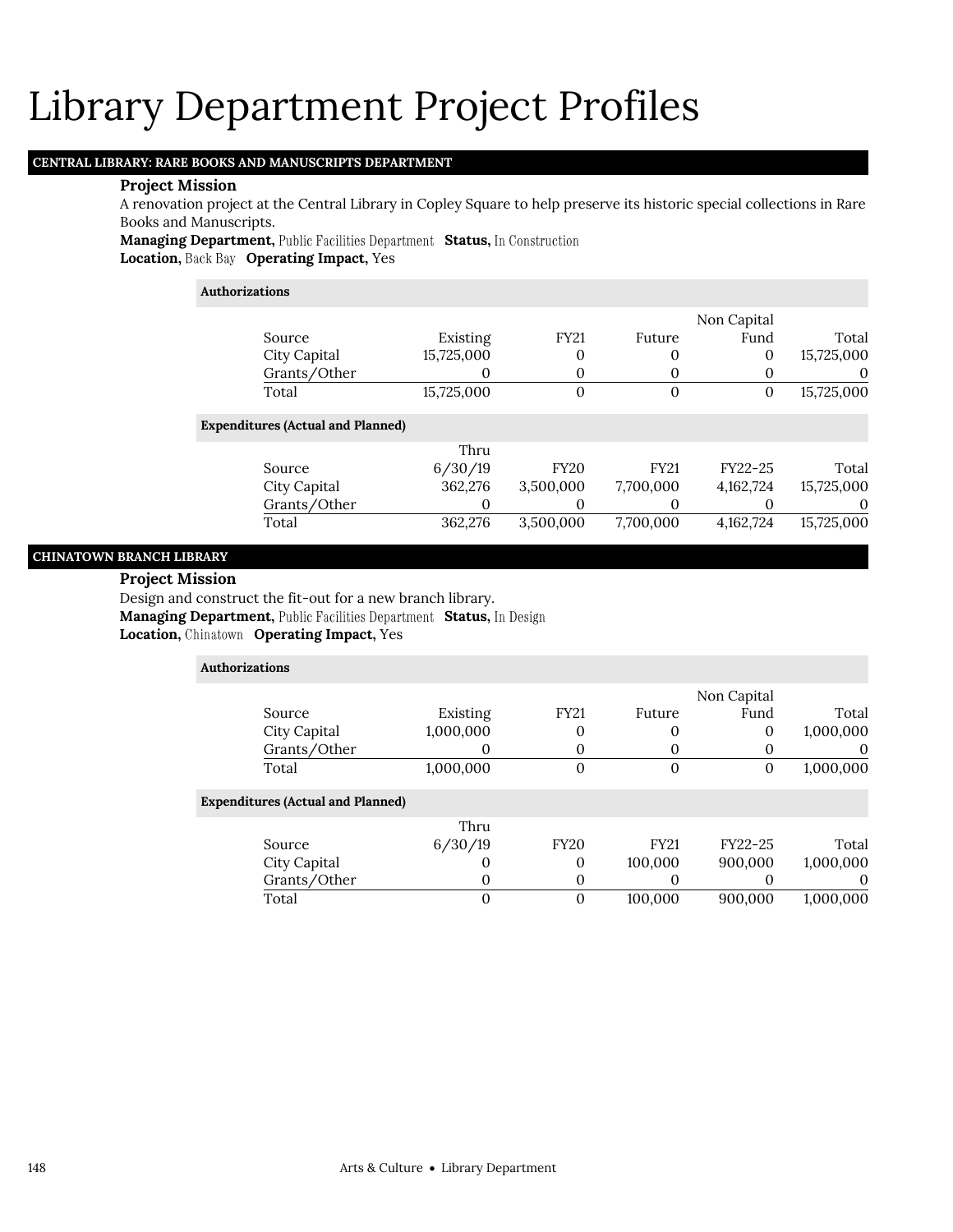# Library Department Project Profiles

## CENTRAL LIBRARY: RARE BOOKS AND MANUSCRIPTS DEPARTMENT

**Project Mission**

A renovation project at the Central Library in Copley Square to help preserve its historic special collections in Rare Books and Manuscripts.

**Managing Department,** Public Facilities Department **Status,** In Construction
**Location,** Back Bay **Operating Impact,** Yes

**Authorizations**

| Source | Existing | FY21 | Future | Non Capital Fund | Total |
|---|---|---|---|---|---|
| City Capital | 15,725,000 | 0 | 0 | 0 | 15,725,000 |
| Grants/Other | 0 | 0 | 0 | 0 | 0 |
| Total | 15,725,000 | 0 | 0 | 0 | 15,725,000 |

**Expenditures (Actual and Planned)**

| Source | Thru 6/30/19 | FY20 | FY21 | FY22-25 | Total |
|---|---|---|---|---|---|
| City Capital | 362,276 | 3,500,000 | 7,700,000 | 4,162,724 | 15,725,000 |
| Grants/Other | 0 | 0 | 0 | 0 | 0 |
| Total | 362,276 | 3,500,000 | 7,700,000 | 4,162,724 | 15,725,000 |

## CHINATOWN BRANCH LIBRARY

**Project Mission**

Design and construct the fit-out for a new branch library.

**Managing Department,** Public Facilities Department **Status,** In Design
**Location,** Chinatown **Operating Impact,** Yes

**Authorizations**

| Source | Existing | FY21 | Future | Non Capital Fund | Total |
|---|---|---|---|---|---|
| City Capital | 1,000,000 | 0 | 0 | 0 | 1,000,000 |
| Grants/Other | 0 | 0 | 0 | 0 | 0 |
| Total | 1,000,000 | 0 | 0 | 0 | 1,000,000 |

**Expenditures (Actual and Planned)**

| Source | Thru 6/30/19 | FY20 | FY21 | FY22-25 | Total |
|---|---|---|---|---|---|
| City Capital | 0 | 0 | 100,000 | 900,000 | 1,000,000 |
| Grants/Other | 0 | 0 | 0 | 0 | 0 |
| Total | 0 | 0 | 100,000 | 900,000 | 1,000,000 |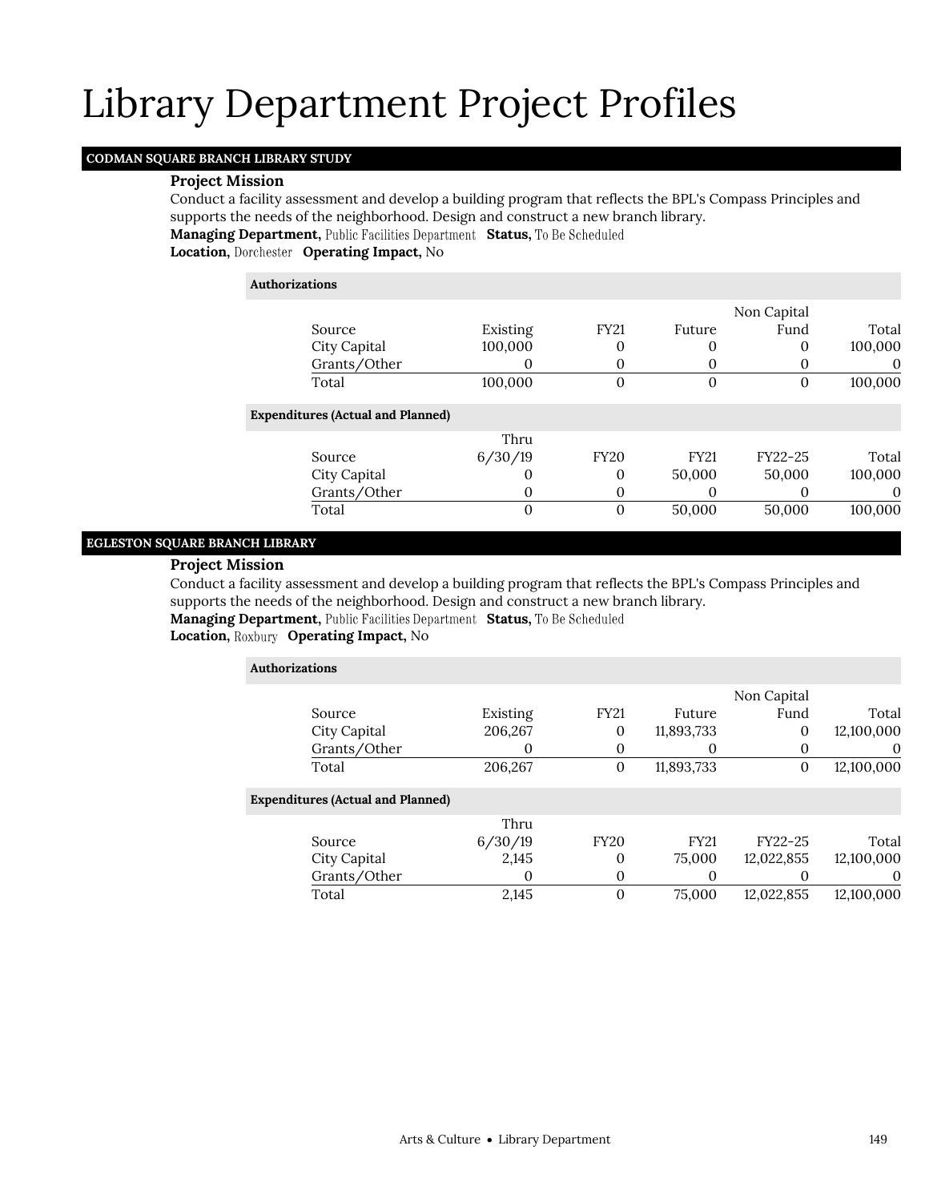# Library Department Project Profiles

## CODMAN SQUARE BRANCH LIBRARY STUDY

**Project Mission**

Conduct a facility assessment and develop a building program that reflects the BPL's Compass Principles and supports the needs of the neighborhood. Design and construct a new branch library.

**Managing Department,** Public Facilities Department **Status,** To Be Scheduled

**Location,** Dorchester **Operating Impact,** No

**Authorizations**

| Source | Existing | FY21 | Future | Non Capital Fund | Total |
|---|---|---|---|---|---|
| City Capital | 100,000 | 0 | 0 | 0 | 100,000 |
| Grants/Other | 0 | 0 | 0 | 0 | 0 |
| Total | 100,000 | 0 | 0 | 0 | 100,000 |

**Expenditures (Actual and Planned)**

| Source | Thru 6/30/19 | FY20 | FY21 | FY22-25 | Total |
|---|---|---|---|---|---|
| City Capital | 0 | 0 | 50,000 | 50,000 | 100,000 |
| Grants/Other | 0 | 0 | 0 | 0 | 0 |
| Total | 0 | 0 | 50,000 | 50,000 | 100,000 |

## EGLESTON SQUARE BRANCH LIBRARY

**Project Mission**

Conduct a facility assessment and develop a building program that reflects the BPL's Compass Principles and supports the needs of the neighborhood. Design and construct a new branch library.

**Managing Department,** Public Facilities Department **Status,** To Be Scheduled

**Location,** Roxbury **Operating Impact,** No

**Authorizations**

| Source | Existing | FY21 | Future | Non Capital Fund | Total |
|---|---|---|---|---|---|
| City Capital | 206,267 | 0 | 11,893,733 | 0 | 12,100,000 |
| Grants/Other | 0 | 0 | 0 | 0 | 0 |
| Total | 206,267 | 0 | 11,893,733 | 0 | 12,100,000 |

**Expenditures (Actual and Planned)**

| Source | Thru 6/30/19 | FY20 | FY21 | FY22-25 | Total |
|---|---|---|---|---|---|
| City Capital | 2,145 | 0 | 75,000 | 12,022,855 | 12,100,000 |
| Grants/Other | 0 | 0 | 0 | 0 | 0 |
| Total | 2,145 | 0 | 75,000 | 12,022,855 | 12,100,000 |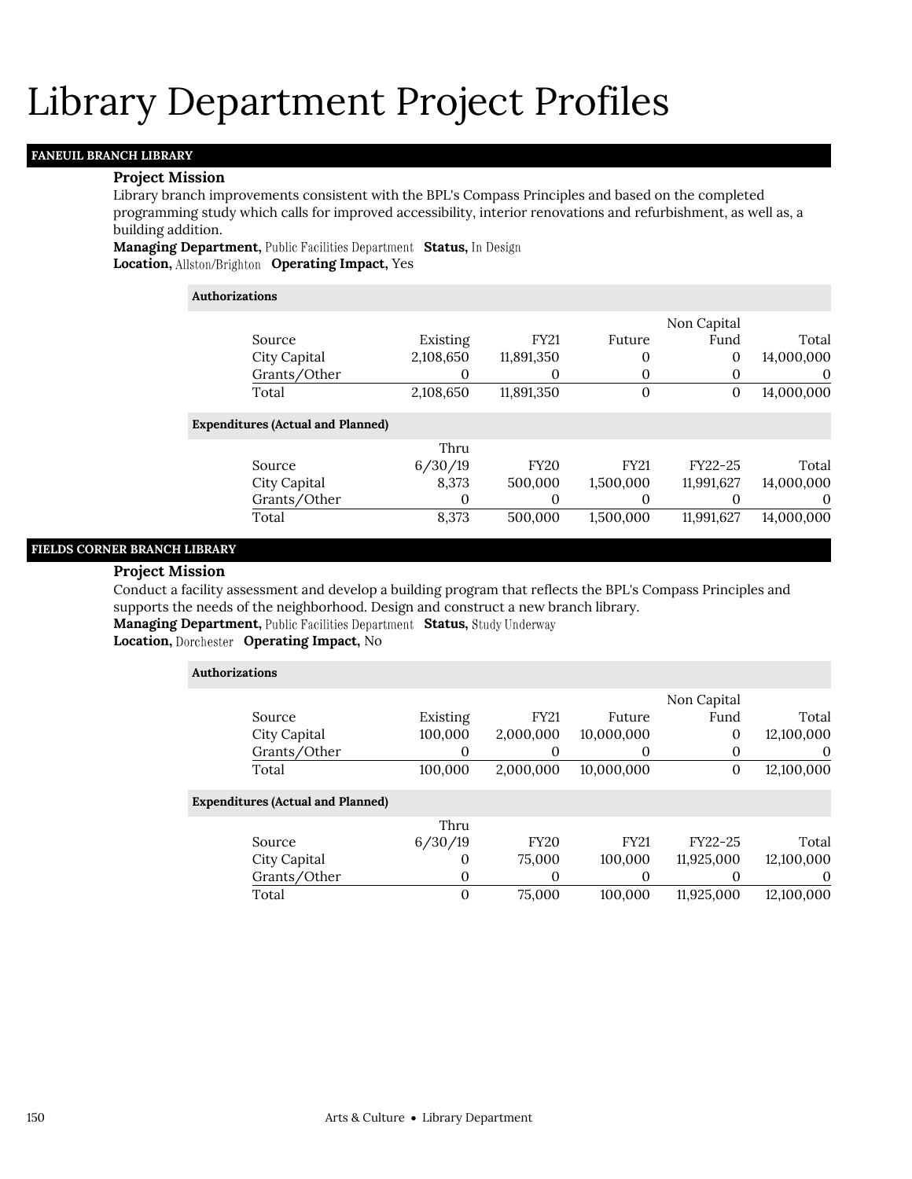# Library Department Project Profiles

## FANEUIL BRANCH LIBRARY

### Project Mission

Library branch improvements consistent with the BPL's Compass Principles and based on the completed programming study which calls for improved accessibility, interior renovations and refurbishment, as well as, a building addition.

**Managing Department,** Public Facilities Department **Status,** In Design
**Location,** Allston/Brighton **Operating Impact,** Yes

**Authorizations**

| Source | Existing | FY21 | Future | Non Capital Fund | Total |
|---|---|---|---|---|---|
| City Capital | 2,108,650 | 11,891,350 | 0 | 0 | 14,000,000 |
| Grants/Other | 0 | 0 | 0 | 0 | 0 |
| Total | 2,108,650 | 11,891,350 | 0 | 0 | 14,000,000 |

**Expenditures (Actual and Planned)**

| Source | Thru 6/30/19 | FY20 | FY21 | FY22-25 | Total |
|---|---|---|---|---|---|
| City Capital | 8,373 | 500,000 | 1,500,000 | 11,991,627 | 14,000,000 |
| Grants/Other | 0 | 0 | 0 | 0 | 0 |
| Total | 8,373 | 500,000 | 1,500,000 | 11,991,627 | 14,000,000 |

## FIELDS CORNER BRANCH LIBRARY

### Project Mission

Conduct a facility assessment and develop a building program that reflects the BPL's Compass Principles and supports the needs of the neighborhood. Design and construct a new branch library.

**Managing Department,** Public Facilities Department **Status,** Study Underway
**Location,** Dorchester **Operating Impact,** No

**Authorizations**

| Source | Existing | FY21 | Future | Non Capital Fund | Total |
|---|---|---|---|---|---|
| City Capital | 100,000 | 2,000,000 | 10,000,000 | 0 | 12,100,000 |
| Grants/Other | 0 | 0 | 0 | 0 | 0 |
| Total | 100,000 | 2,000,000 | 10,000,000 | 0 | 12,100,000 |

**Expenditures (Actual and Planned)**

| Source | Thru 6/30/19 | FY20 | FY21 | FY22-25 | Total |
|---|---|---|---|---|---|
| City Capital | 0 | 75,000 | 100,000 | 11,925,000 | 12,100,000 |
| Grants/Other | 0 | 0 | 0 | 0 | 0 |
| Total | 0 | 75,000 | 100,000 | 11,925,000 | 12,100,000 |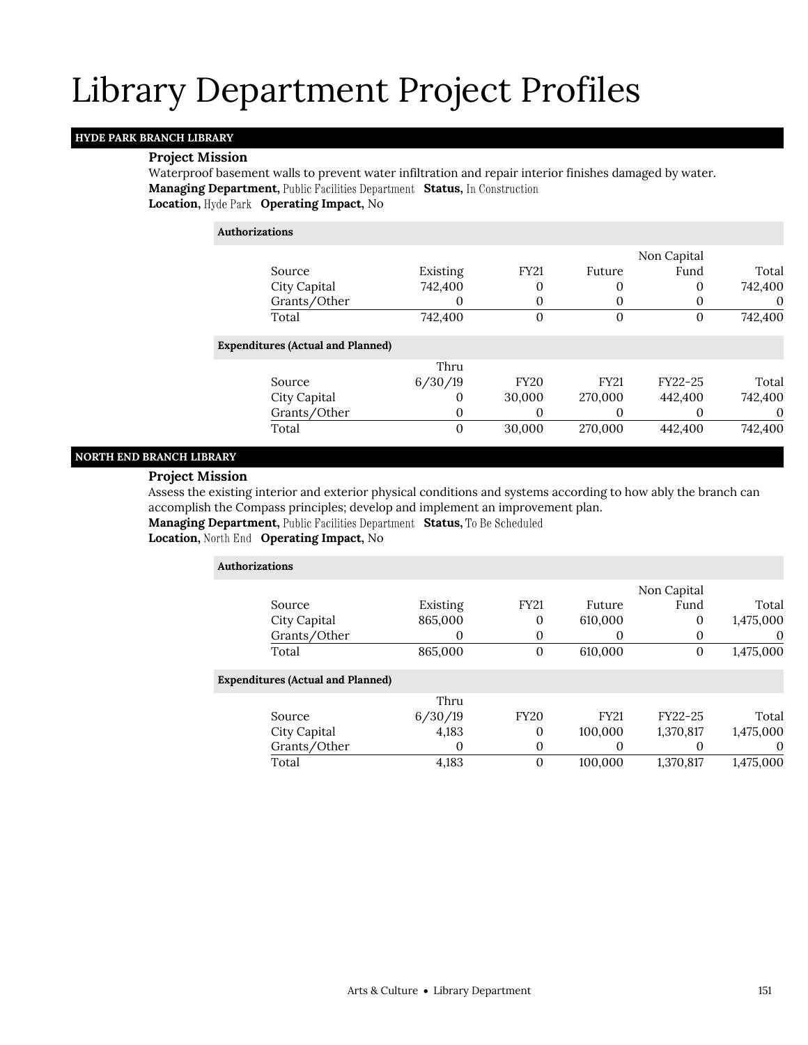# Library Department Project Profiles

## HYDE PARK BRANCH LIBRARY

**Project Mission**

Waterproof basement walls to prevent water infiltration and repair interior finishes damaged by water.

**Managing Department,** Public Facilities Department **Status,** In Construction

**Location,** Hyde Park **Operating Impact,** No

**Authorizations**

| Source | Existing | FY21 | Future | Non Capital Fund | Total |
|---|---|---|---|---|---|
| City Capital | 742,400 | 0 | 0 | 0 | 742,400 |
| Grants/Other | 0 | 0 | 0 | 0 | 0 |
| Total | 742,400 | 0 | 0 | 0 | 742,400 |

**Expenditures (Actual and Planned)**

| Source | Thru 6/30/19 | FY20 | FY21 | FY22-25 | Total |
|---|---|---|---|---|---|
| City Capital | 0 | 30,000 | 270,000 | 442,400 | 742,400 |
| Grants/Other | 0 | 0 | 0 | 0 | 0 |
| Total | 0 | 30,000 | 270,000 | 442,400 | 742,400 |

## NORTH END BRANCH LIBRARY

**Project Mission**

Assess the existing interior and exterior physical conditions and systems according to how ably the branch can accomplish the Compass principles; develop and implement an improvement plan.

**Managing Department,** Public Facilities Department **Status,** To Be Scheduled

**Location,** North End **Operating Impact,** No

**Authorizations**

| Source | Existing | FY21 | Future | Non Capital Fund | Total |
|---|---|---|---|---|---|
| City Capital | 865,000 | 0 | 610,000 | 0 | 1,475,000 |
| Grants/Other | 0 | 0 | 0 | 0 | 0 |
| Total | 865,000 | 0 | 610,000 | 0 | 1,475,000 |

**Expenditures (Actual and Planned)**

| Source | Thru 6/30/19 | FY20 | FY21 | FY22-25 | Total |
|---|---|---|---|---|---|
| City Capital | 4,183 | 0 | 100,000 | 1,370,817 | 1,475,000 |
| Grants/Other | 0 | 0 | 0 | 0 | 0 |
| Total | 4,183 | 0 | 100,000 | 1,370,817 | 1,475,000 |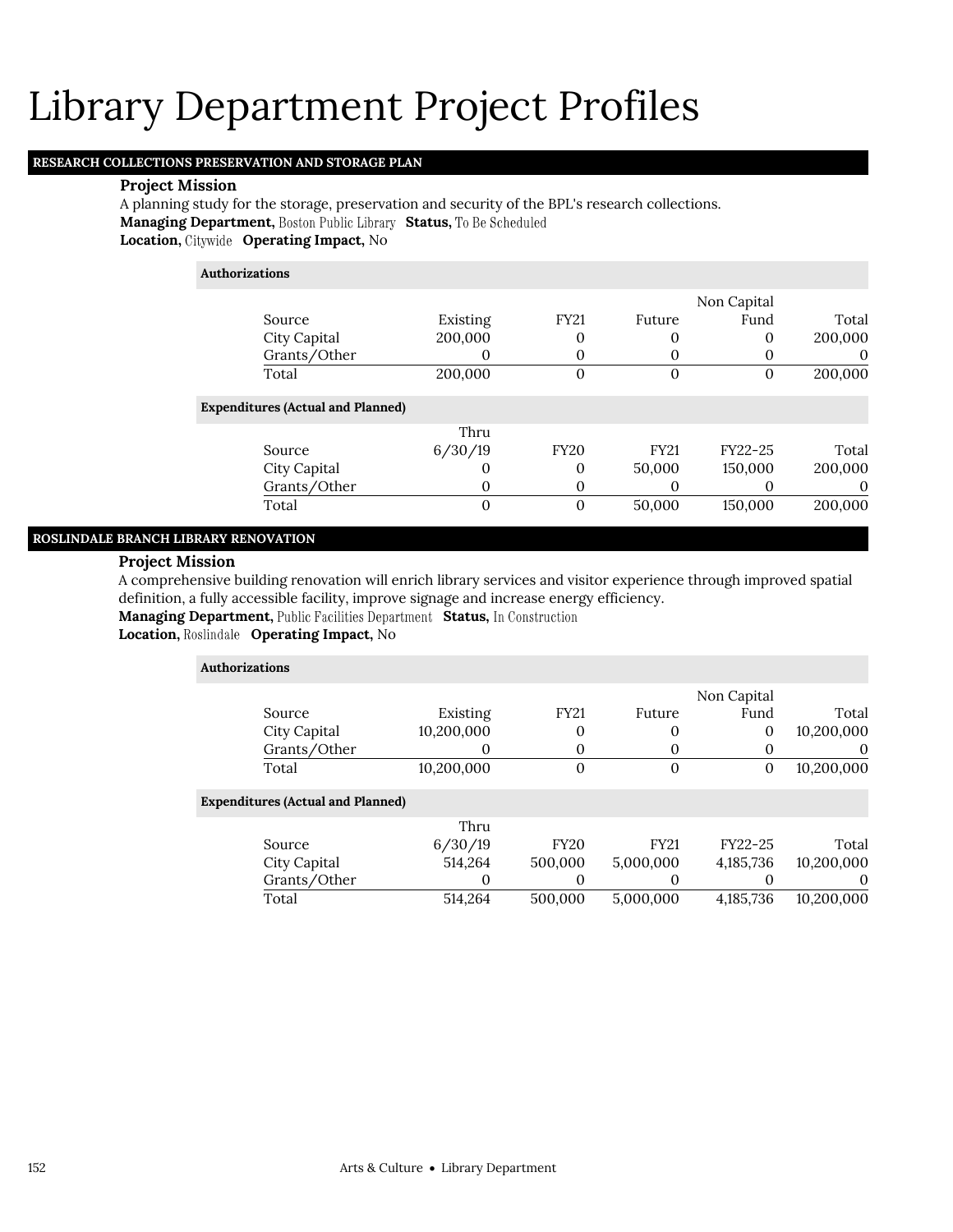# Library Department Project Profiles

## RESEARCH COLLECTIONS PRESERVATION AND STORAGE PLAN

**Project Mission**

A planning study for the storage, preservation and security of the BPL's research collections.

**Managing Department,** Boston Public Library **Status,** To Be Scheduled

**Location,** Citywide **Operating Impact,** No

**Authorizations**

| Source | Existing | FY21 | Future | Non Capital Fund | Total |
|---|---|---|---|---|---|
| City Capital | 200,000 | 0 | 0 | 0 | 200,000 |
| Grants/Other | 0 | 0 | 0 | 0 | 0 |
| Total | 200,000 | 0 | 0 | 0 | 200,000 |

**Expenditures (Actual and Planned)**

| Source | Thru 6/30/19 | FY20 | FY21 | FY22-25 | Total |
|---|---|---|---|---|---|
| City Capital | 0 | 0 | 50,000 | 150,000 | 200,000 |
| Grants/Other | 0 | 0 | 0 | 0 | 0 |
| Total | 0 | 0 | 50,000 | 150,000 | 200,000 |

## ROSLINDALE BRANCH LIBRARY RENOVATION

**Project Mission**

A comprehensive building renovation will enrich library services and visitor experience through improved spatial definition, a fully accessible facility, improve signage and increase energy efficiency.

**Managing Department,** Public Facilities Department **Status,** In Construction

**Location,** Roslindale **Operating Impact,** No

**Authorizations**

| Source | Existing | FY21 | Future | Non Capital Fund | Total |
|---|---|---|---|---|---|
| City Capital | 10,200,000 | 0 | 0 | 0 | 10,200,000 |
| Grants/Other | 0 | 0 | 0 | 0 | 0 |
| Total | 10,200,000 | 0 | 0 | 0 | 10,200,000 |

**Expenditures (Actual and Planned)**

| Source | Thru 6/30/19 | FY20 | FY21 | FY22-25 | Total |
|---|---|---|---|---|---|
| City Capital | 514,264 | 500,000 | 5,000,000 | 4,185,736 | 10,200,000 |
| Grants/Other | 0 | 0 | 0 | 0 | 0 |
| Total | 514,264 | 500,000 | 5,000,000 | 4,185,736 | 10,200,000 |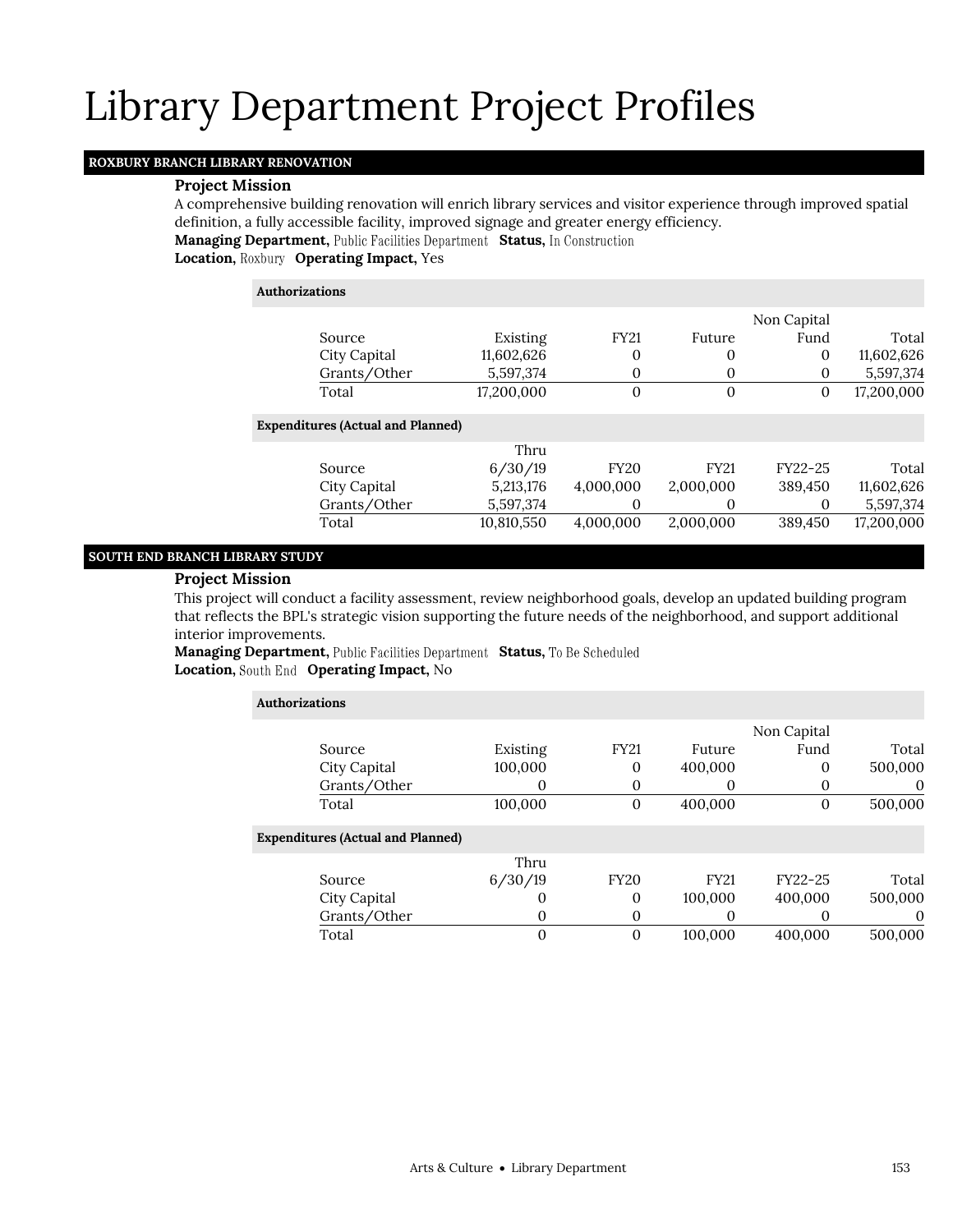# Library Department Project Profiles

## ROXBURY BRANCH LIBRARY RENOVATION

**Project Mission**

A comprehensive building renovation will enrich library services and visitor experience through improved spatial definition, a fully accessible facility, improved signage and greater energy efficiency.

**Managing Department,** Public Facilities Department **Status,** In Construction
**Location,** Roxbury **Operating Impact,** Yes

**Authorizations**

| Source | Existing | FY21 | Future | Non Capital Fund | Total |
|---|---|---|---|---|---|
| City Capital | 11,602,626 | 0 | 0 | 0 | 11,602,626 |
| Grants/Other | 5,597,374 | 0 | 0 | 0 | 5,597,374 |
| Total | 17,200,000 | 0 | 0 | 0 | 17,200,000 |

**Expenditures (Actual and Planned)**

| Source | Thru 6/30/19 | FY20 | FY21 | FY22-25 | Total |
|---|---|---|---|---|---|
| City Capital | 5,213,176 | 4,000,000 | 2,000,000 | 389,450 | 11,602,626 |
| Grants/Other | 5,597,374 | 0 | 0 | 0 | 5,597,374 |
| Total | 10,810,550 | 4,000,000 | 2,000,000 | 389,450 | 17,200,000 |

## SOUTH END BRANCH LIBRARY STUDY

**Project Mission**

This project will conduct a facility assessment, review neighborhood goals, develop an updated building program that reflects the BPL's strategic vision supporting the future needs of the neighborhood, and support additional interior improvements.

**Managing Department,** Public Facilities Department **Status,** To Be Scheduled
**Location,** South End **Operating Impact,** No

**Authorizations**

| Source | Existing | FY21 | Future | Non Capital Fund | Total |
|---|---|---|---|---|---|
| City Capital | 100,000 | 0 | 400,000 | 0 | 500,000 |
| Grants/Other | 0 | 0 | 0 | 0 | 0 |
| Total | 100,000 | 0 | 400,000 | 0 | 500,000 |

**Expenditures (Actual and Planned)**

| Source | Thru 6/30/19 | FY20 | FY21 | FY22-25 | Total |
|---|---|---|---|---|---|
| City Capital | 0 | 0 | 100,000 | 400,000 | 500,000 |
| Grants/Other | 0 | 0 | 0 | 0 | 0 |
| Total | 0 | 0 | 100,000 | 400,000 | 500,000 |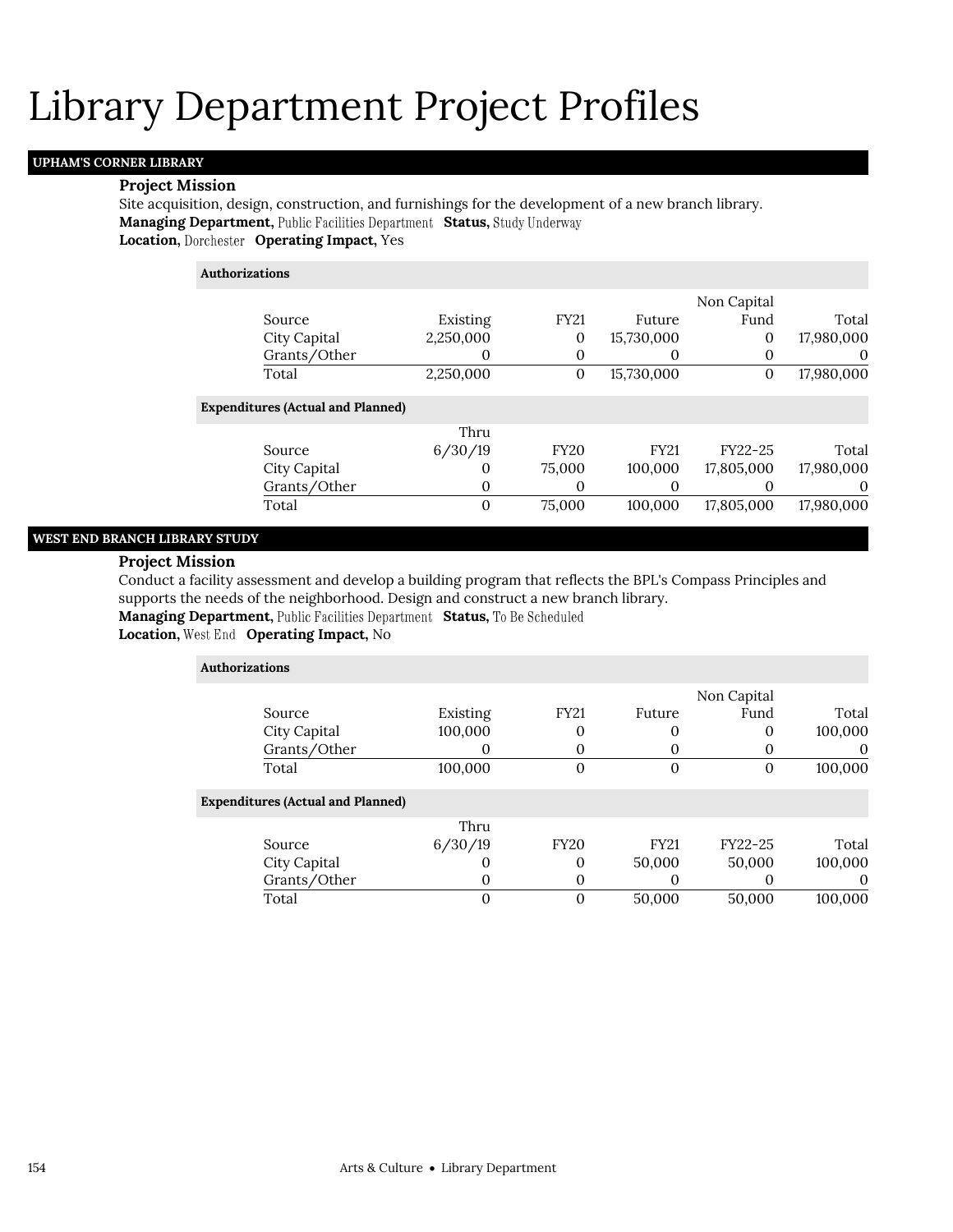# Library Department Project Profiles

## UPHAM'S CORNER LIBRARY

### Project Mission

Site acquisition, design, construction, and furnishings for the development of a new branch library.

**Managing Department,** Public Facilities Department **Status,** Study Underway

**Location,** Dorchester **Operating Impact,** Yes

**Authorizations**

| Source | Existing | FY21 | Future | Non Capital Fund | Total |
|---|---|---|---|---|---|
| City Capital | 2,250,000 | 0 | 15,730,000 | 0 | 17,980,000 |
| Grants/Other | 0 | 0 | 0 | 0 | 0 |
| Total | 2,250,000 | 0 | 15,730,000 | 0 | 17,980,000 |

**Expenditures (Actual and Planned)**

| Source | Thru 6/30/19 | FY20 | FY21 | FY22-25 | Total |
|---|---|---|---|---|---|
| City Capital | 0 | 75,000 | 100,000 | 17,805,000 | 17,980,000 |
| Grants/Other | 0 | 0 | 0 | 0 | 0 |
| Total | 0 | 75,000 | 100,000 | 17,805,000 | 17,980,000 |

## WEST END BRANCH LIBRARY STUDY

### Project Mission

Conduct a facility assessment and develop a building program that reflects the BPL's Compass Principles and supports the needs of the neighborhood. Design and construct a new branch library.

**Managing Department,** Public Facilities Department **Status,** To Be Scheduled

**Location,** West End **Operating Impact,** No

**Authorizations**

| Source | Existing | FY21 | Future | Non Capital Fund | Total |
|---|---|---|---|---|---|
| City Capital | 100,000 | 0 | 0 | 0 | 100,000 |
| Grants/Other | 0 | 0 | 0 | 0 | 0 |
| Total | 100,000 | 0 | 0 | 0 | 100,000 |

**Expenditures (Actual and Planned)**

| Source | Thru 6/30/19 | FY20 | FY21 | FY22-25 | Total |
|---|---|---|---|---|---|
| City Capital | 0 | 0 | 50,000 | 50,000 | 100,000 |
| Grants/Other | 0 | 0 | 0 | 0 | 0 |
| Total | 0 | 0 | 50,000 | 50,000 | 100,000 |